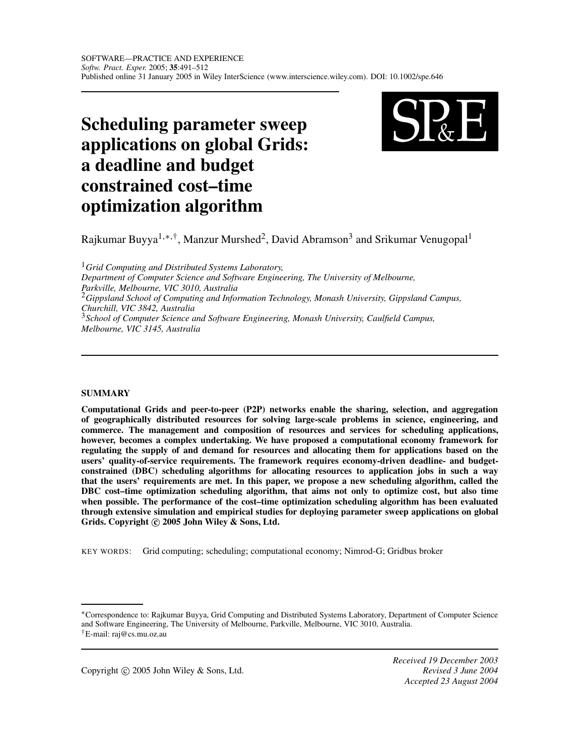# Scheduling parameter sweep applications on global Grids: a deadline and budget constrained cost–time optimization algorithm

Rajkumar Buyya[1,*,†], Manzur Murshed[2], David Abramson[3] and Srikumar Venugopal[1]

[1] *Grid Computing and Distributed Systems Laboratory, Department of Computer Science and Software Engineering, The University of Melbourne, Parkville, Melbourne, VIC 3010, Australia*
[2] *Gippsland School of Computing and Information Technology, Monash University, Gippsland Campus, Churchill, VIC 3842, Australia*
[3] *School of Computer Science and Software Engineering, Monash University, Caulfield Campus, Melbourne, VIC 3145, Australia*

## SUMMARY

**Computational Grids and peer-to-peer (P2P) networks enable the sharing, selection, and aggregation of geographically distributed resources for solving large-scale problems in science, engineering, and commerce. The management and composition of resources and services for scheduling applications, however, becomes a complex undertaking. We have proposed a computational economy framework for regulating the supply of and demand for resources and allocating them for applications based on the users' quality-of-service requirements. The framework requires economy-driven deadline- and budget-constrained (DBC) scheduling algorithms for allocating resources to application jobs in such a way that the users' requirements are met. In this paper, we propose a new scheduling algorithm, called the DBC cost–time optimization scheduling algorithm, that aims not only to optimize cost, but also time when possible. The performance of the cost–time optimization scheduling algorithm has been evaluated through extensive simulation and empirical studies for deploying parameter sweep applications on global Grids. Copyright © 2005 John Wiley & Sons, Ltd.**

KEY WORDS: Grid computing; scheduling; computational economy; Nimrod-G; Gridbus broker

---

*Correspondence to: Rajkumar Buyya, Grid Computing and Distributed Systems Laboratory, Department of Computer Science and Software Engineering, The University of Melbourne, Parkville, Melbourne, VIC 3010, Australia.
†E-mail: raj@cs.mu.oz.au

Copyright © 2005 John Wiley & Sons, Ltd.

*Received 19 December 2003*
*Revised 3 June 2004*
*Accepted 23 August 2004*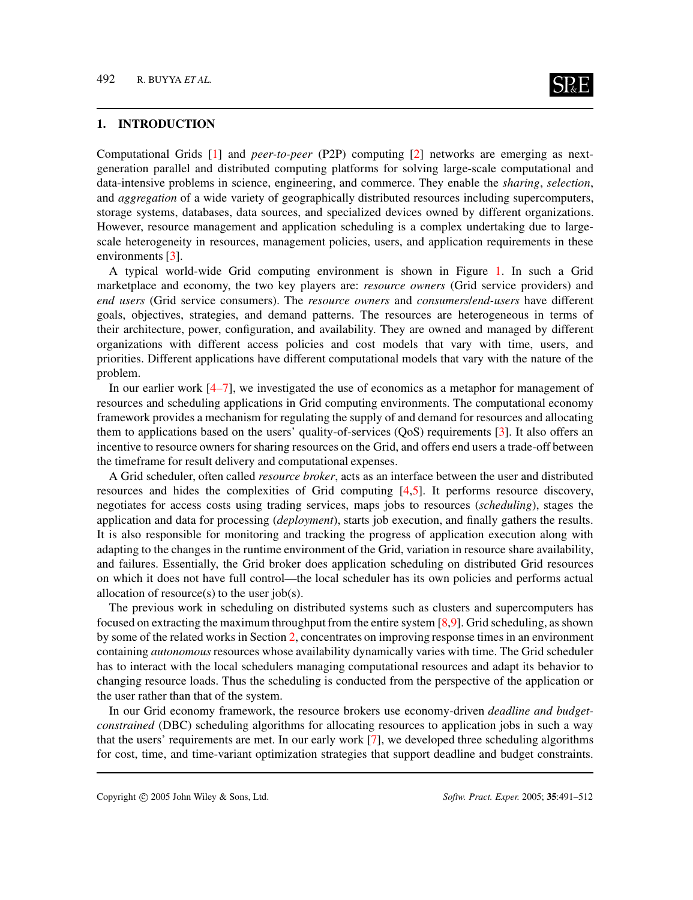## 1. INTRODUCTION

Computational Grids [1] and *peer-to-peer* (P2P) computing [2] networks are emerging as next-generation parallel and distributed computing platforms for solving large-scale computational and data-intensive problems in science, engineering, and commerce. They enable the *sharing*, *selection*, and *aggregation* of a wide variety of geographically distributed resources including supercomputers, storage systems, databases, data sources, and specialized devices owned by different organizations. However, resource management and application scheduling is a complex undertaking due to large-scale heterogeneity in resources, management policies, users, and application requirements in these environments [3].

A typical world-wide Grid computing environment is shown in Figure 1. In such a Grid marketplace and economy, the two key players are: *resource owners* (Grid service providers) and *end users* (Grid service consumers). The *resource owners* and *consumers/end-users* have different goals, objectives, strategies, and demand patterns. The resources are heterogeneous in terms of their architecture, power, configuration, and availability. They are owned and managed by different organizations with different access policies and cost models that vary with time, users, and priorities. Different applications have different computational models that vary with the nature of the problem.

In our earlier work [4–7], we investigated the use of economics as a metaphor for management of resources and scheduling applications in Grid computing environments. The computational economy framework provides a mechanism for regulating the supply of and demand for resources and allocating them to applications based on the users' quality-of-services (QoS) requirements [3]. It also offers an incentive to resource owners for sharing resources on the Grid, and offers end users a trade-off between the timeframe for result delivery and computational expenses.

A Grid scheduler, often called *resource broker*, acts as an interface between the user and distributed resources and hides the complexities of Grid computing [4,5]. It performs resource discovery, negotiates for access costs using trading services, maps jobs to resources (*scheduling*), stages the application and data for processing (*deployment*), starts job execution, and finally gathers the results. It is also responsible for monitoring and tracking the progress of application execution along with adapting to the changes in the runtime environment of the Grid, variation in resource share availability, and failures. Essentially, the Grid broker does application scheduling on distributed Grid resources on which it does not have full control—the local scheduler has its own policies and performs actual allocation of resource(s) to the user job(s).

The previous work in scheduling on distributed systems such as clusters and supercomputers has focused on extracting the maximum throughput from the entire system [8,9]. Grid scheduling, as shown by some of the related works in Section 2, concentrates on improving response times in an environment containing *autonomous* resources whose availability dynamically varies with time. The Grid scheduler has to interact with the local schedulers managing computational resources and adapt its behavior to changing resource loads. Thus the scheduling is conducted from the perspective of the application or the user rather than that of the system.

In our Grid economy framework, the resource brokers use economy-driven *deadline and budget-constrained* (DBC) scheduling algorithms for allocating resources to application jobs in such a way that the users' requirements are met. In our early work [7], we developed three scheduling algorithms for cost, time, and time-variant optimization strategies that support deadline and budget constraints.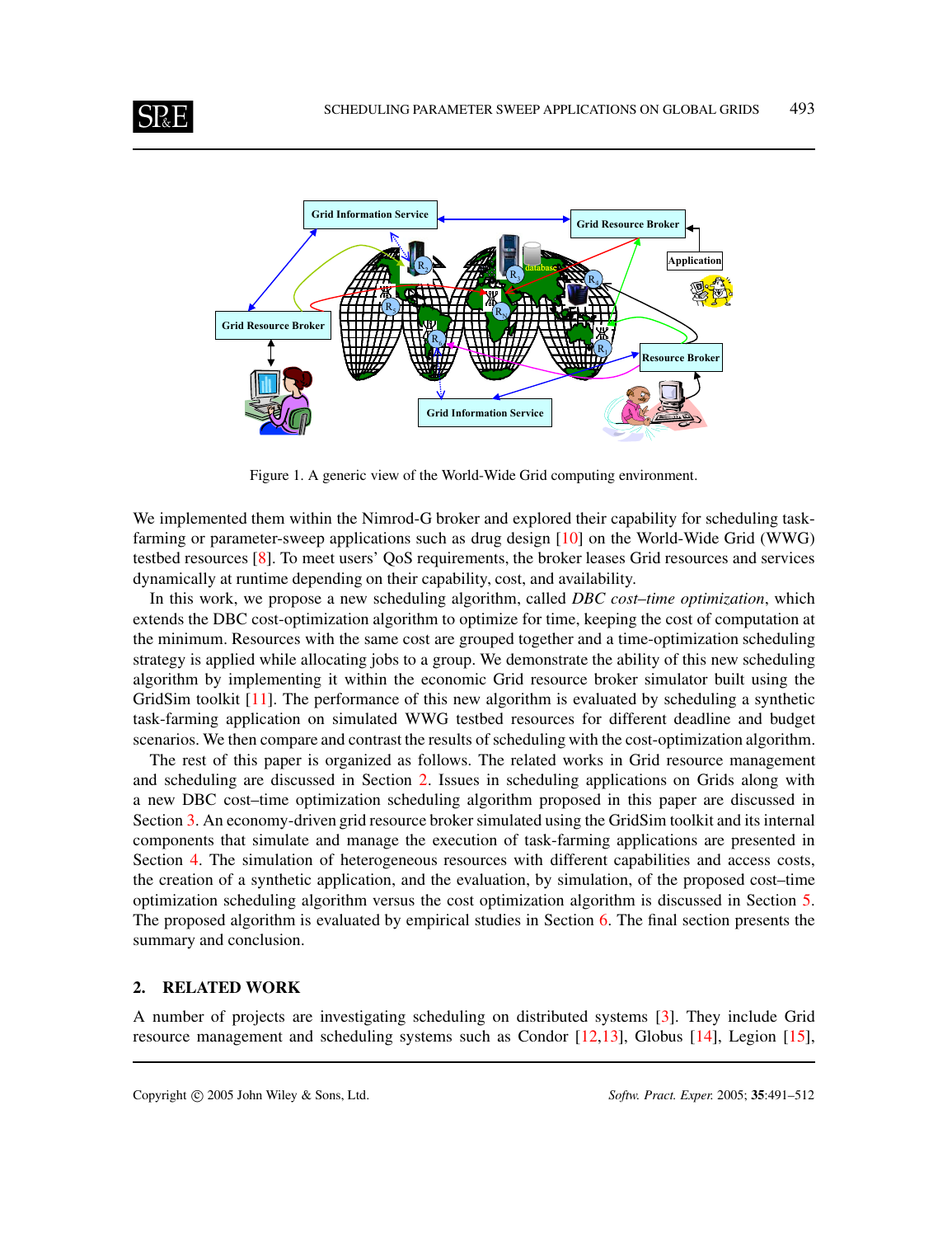Figure 1. A generic view of the World-Wide Grid computing environment.

We implemented them within the Nimrod-G broker and explored their capability for scheduling task-farming or parameter-sweep applications such as drug design [10] on the World-Wide Grid (WWG) testbed resources [8]. To meet users' QoS requirements, the broker leases Grid resources and services dynamically at runtime depending on their capability, cost, and availability.

In this work, we propose a new scheduling algorithm, called *DBC cost–time optimization*, which extends the DBC cost-optimization algorithm to optimize for time, keeping the cost of computation at the minimum. Resources with the same cost are grouped together and a time-optimization scheduling strategy is applied while allocating jobs to a group. We demonstrate the ability of this new scheduling algorithm by implementing it within the economic Grid resource broker simulator built using the GridSim toolkit [11]. The performance of this new algorithm is evaluated by scheduling a synthetic task-farming application on simulated WWG testbed resources for different deadline and budget scenarios. We then compare and contrast the results of scheduling with the cost-optimization algorithm.

The rest of this paper is organized as follows. The related works in Grid resource management and scheduling are discussed in Section 2. Issues in scheduling applications on Grids along with a new DBC cost–time optimization scheduling algorithm proposed in this paper are discussed in Section 3. An economy-driven grid resource broker simulated using the GridSim toolkit and its internal components that simulate and manage the execution of task-farming applications are presented in Section 4. The simulation of heterogeneous resources with different capabilities and access costs, the creation of a synthetic application, and the evaluation, by simulation, of the proposed cost–time optimization scheduling algorithm versus the cost optimization algorithm is discussed in Section 5. The proposed algorithm is evaluated by empirical studies in Section 6. The final section presents the summary and conclusion.

## 2. RELATED WORK

A number of projects are investigating scheduling on distributed systems [3]. They include Grid resource management and scheduling systems such as Condor [12,13], Globus [14], Legion [15],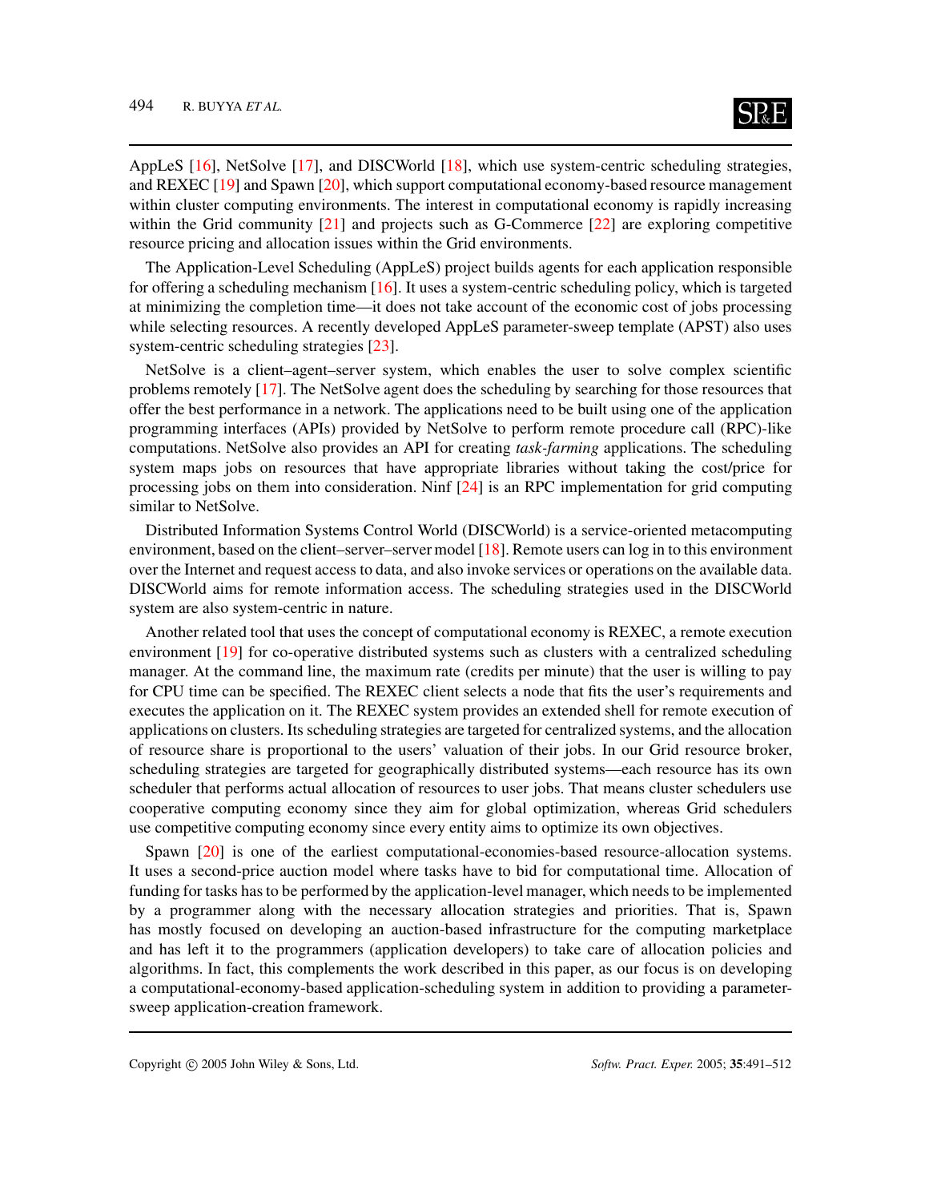AppLeS [16], NetSolve [17], and DISCWorld [18], which use system-centric scheduling strategies, and REXEC [19] and Spawn [20], which support computational economy-based resource management within cluster computing environments. The interest in computational economy is rapidly increasing within the Grid community [21] and projects such as G-Commerce [22] are exploring competitive resource pricing and allocation issues within the Grid environments.

The Application-Level Scheduling (AppLeS) project builds agents for each application responsible for offering a scheduling mechanism [16]. It uses a system-centric scheduling policy, which is targeted at minimizing the completion time—it does not take account of the economic cost of jobs processing while selecting resources. A recently developed AppLeS parameter-sweep template (APST) also uses system-centric scheduling strategies [23].

NetSolve is a client–agent–server system, which enables the user to solve complex scientific problems remotely [17]. The NetSolve agent does the scheduling by searching for those resources that offer the best performance in a network. The applications need to be built using one of the application programming interfaces (APIs) provided by NetSolve to perform remote procedure call (RPC)-like computations. NetSolve also provides an API for creating *task-farming* applications. The scheduling system maps jobs on resources that have appropriate libraries without taking the cost/price for processing jobs on them into consideration. Ninf [24] is an RPC implementation for grid computing similar to NetSolve.

Distributed Information Systems Control World (DISCWorld) is a service-oriented metacomputing environment, based on the client–server–server model [18]. Remote users can log in to this environment over the Internet and request access to data, and also invoke services or operations on the available data. DISCWorld aims for remote information access. The scheduling strategies used in the DISCWorld system are also system-centric in nature.

Another related tool that uses the concept of computational economy is REXEC, a remote execution environment [19] for co-operative distributed systems such as clusters with a centralized scheduling manager. At the command line, the maximum rate (credits per minute) that the user is willing to pay for CPU time can be specified. The REXEC client selects a node that fits the user's requirements and executes the application on it. The REXEC system provides an extended shell for remote execution of applications on clusters. Its scheduling strategies are targeted for centralized systems, and the allocation of resource share is proportional to the users' valuation of their jobs. In our Grid resource broker, scheduling strategies are targeted for geographically distributed systems—each resource has its own scheduler that performs actual allocation of resources to user jobs. That means cluster schedulers use cooperative computing economy since they aim for global optimization, whereas Grid schedulers use competitive computing economy since every entity aims to optimize its own objectives.

Spawn [20] is one of the earliest computational-economies-based resource-allocation systems. It uses a second-price auction model where tasks have to bid for computational time. Allocation of funding for tasks has to be performed by the application-level manager, which needs to be implemented by a programmer along with the necessary allocation strategies and priorities. That is, Spawn has mostly focused on developing an auction-based infrastructure for the computing marketplace and has left it to the programmers (application developers) to take care of allocation policies and algorithms. In fact, this complements the work described in this paper, as our focus is on developing a computational-economy-based application-scheduling system in addition to providing a parameter-sweep application-creation framework.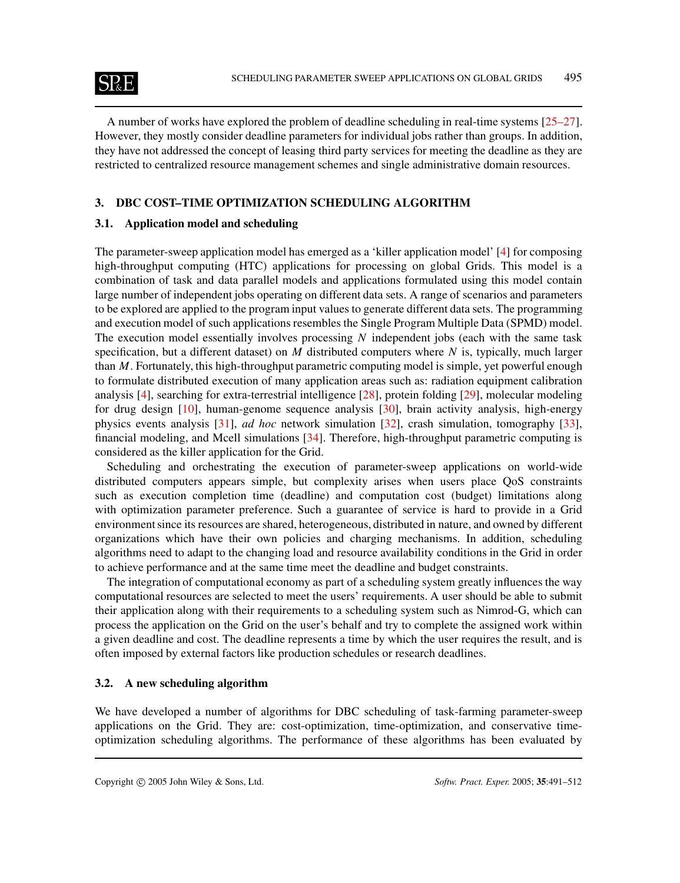A number of works have explored the problem of deadline scheduling in real-time systems [25–27]. However, they mostly consider deadline parameters for individual jobs rather than groups. In addition, they have not addressed the concept of leasing third party services for meeting the deadline as they are restricted to centralized resource management schemes and single administrative domain resources.

## 3. DBC COST–TIME OPTIMIZATION SCHEDULING ALGORITHM

### 3.1. Application model and scheduling

The parameter-sweep application model has emerged as a 'killer application model' [4] for composing high-throughput computing (HTC) applications for processing on global Grids. This model is a combination of task and data parallel models and applications formulated using this model contain large number of independent jobs operating on different data sets. A range of scenarios and parameters to be explored are applied to the program input values to generate different data sets. The programming and execution model of such applications resembles the Single Program Multiple Data (SPMD) model. The execution model essentially involves processing $N$ independent jobs (each with the same task specification, but a different dataset) on $M$ distributed computers where $N$ is, typically, much larger than $M$. Fortunately, this high-throughput parametric computing model is simple, yet powerful enough to formulate distributed execution of many application areas such as: radiation equipment calibration analysis [4], searching for extra-terrestrial intelligence [28], protein folding [29], molecular modeling for drug design [10], human-genome sequence analysis [30], brain activity analysis, high-energy physics events analysis [31], *ad hoc* network simulation [32], crash simulation, tomography [33], financial modeling, and Mcell simulations [34]. Therefore, high-throughput parametric computing is considered as the killer application for the Grid.

Scheduling and orchestrating the execution of parameter-sweep applications on world-wide distributed computers appears simple, but complexity arises when users place QoS constraints such as execution completion time (deadline) and computation cost (budget) limitations along with optimization parameter preference. Such a guarantee of service is hard to provide in a Grid environment since its resources are shared, heterogeneous, distributed in nature, and owned by different organizations which have their own policies and charging mechanisms. In addition, scheduling algorithms need to adapt to the changing load and resource availability conditions in the Grid in order to achieve performance and at the same time meet the deadline and budget constraints.

The integration of computational economy as part of a scheduling system greatly influences the way computational resources are selected to meet the users' requirements. A user should be able to submit their application along with their requirements to a scheduling system such as Nimrod-G, which can process the application on the Grid on the user's behalf and try to complete the assigned work within a given deadline and cost. The deadline represents a time by which the user requires the result, and is often imposed by external factors like production schedules or research deadlines.

### 3.2. A new scheduling algorithm

We have developed a number of algorithms for DBC scheduling of task-farming parameter-sweep applications on the Grid. They are: cost-optimization, time-optimization, and conservative time-optimization scheduling algorithms. The performance of these algorithms has been evaluated by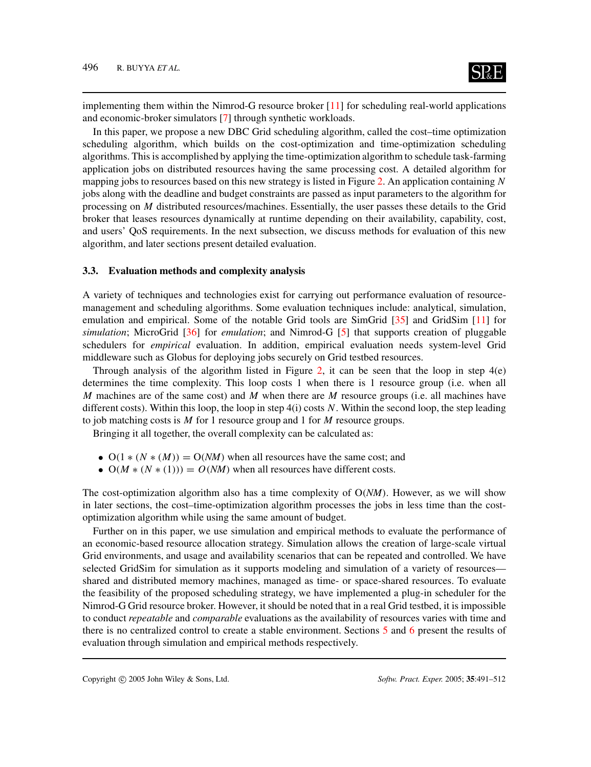implementing them within the Nimrod-G resource broker [11] for scheduling real-world applications and economic-broker simulators [7] through synthetic workloads.

In this paper, we propose a new DBC Grid scheduling algorithm, called the cost–time optimization scheduling algorithm, which builds on the cost-optimization and time-optimization scheduling algorithms. This is accomplished by applying the time-optimization algorithm to schedule task-farming application jobs on distributed resources having the same processing cost. A detailed algorithm for mapping jobs to resources based on this new strategy is listed in Figure 2. An application containing $N$ jobs along with the deadline and budget constraints are passed as input parameters to the algorithm for processing on $M$ distributed resources/machines. Essentially, the user passes these details to the Grid broker that leases resources dynamically at runtime depending on their availability, capability, cost, and users' QoS requirements. In the next subsection, we discuss methods for evaluation of this new algorithm, and later sections present detailed evaluation.

### 3.3. Evaluation methods and complexity analysis

A variety of techniques and technologies exist for carrying out performance evaluation of resource-management and scheduling algorithms. Some evaluation techniques include: analytical, simulation, emulation and empirical. Some of the notable Grid tools are SimGrid [35] and GridSim [11] for *simulation*; MicroGrid [36] for *emulation*; and Nimrod-G [5] that supports creation of pluggable schedulers for *empirical* evaluation. In addition, empirical evaluation needs system-level Grid middleware such as Globus for deploying jobs securely on Grid testbed resources.

Through analysis of the algorithm listed in Figure 2, it can be seen that the loop in step 4(e) determines the time complexity. This loop costs 1 when there is 1 resource group (i.e. when all $M$ machines are of the same cost) and $M$ when there are $M$ resource groups (i.e. all machines have different costs). Within this loop, the loop in step 4(i) costs $N$. Within the second loop, the step leading to job matching costs is $M$ for 1 resource group and 1 for $M$ resource groups.

Bringing it all together, the overall complexity can be calculated as:

- $O(1 * (N * (M)) = O(NM)$ when all resources have the same cost; and
- $O(M * (N * (1))) = O(NM)$ when all resources have different costs.

The cost-optimization algorithm also has a time complexity of $O(NM)$. However, as we will show in later sections, the cost–time-optimization algorithm processes the jobs in less time than the cost-optimization algorithm while using the same amount of budget.

Further on in this paper, we use simulation and empirical methods to evaluate the performance of an economic-based resource allocation strategy. Simulation allows the creation of large-scale virtual Grid environments, and usage and availability scenarios that can be repeated and controlled. We have selected GridSim for simulation as it supports modeling and simulation of a variety of resources—shared and distributed memory machines, managed as time- or space-shared resources. To evaluate the feasibility of the proposed scheduling strategy, we have implemented a plug-in scheduler for the Nimrod-G Grid resource broker. However, it should be noted that in a real Grid testbed, it is impossible to conduct *repeatable* and *comparable* evaluations as the availability of resources varies with time and there is no centralized control to create a stable environment. Sections 5 and 6 present the results of evaluation through simulation and empirical methods respectively.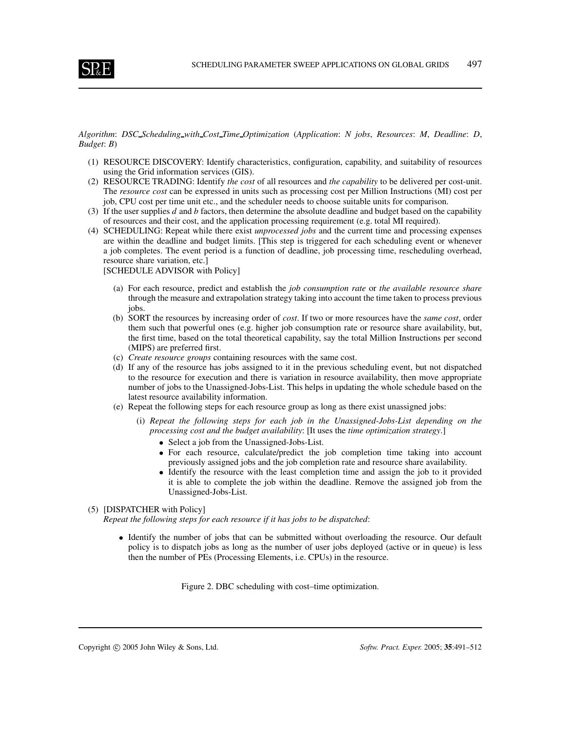*Algorithm*: *DSC_Scheduling_with_Cost_Time_Optimization* (*Application*: *N jobs*, *Resources*: *M*, *Deadline*: *D*, *Budget*: *B*)

(1) RESOURCE DISCOVERY: Identify characteristics, configuration, capability, and suitability of resources using the Grid information services (GIS).

(2) RESOURCE TRADING: Identify *the cost* of all resources and *the capability* to be delivered per cost-unit. The *resource cost* can be expressed in units such as processing cost per Million Instructions (MI) cost per job, CPU cost per time unit etc., and the scheduler needs to choose suitable units for comparison.

(3) If the user supplies *d* and *b* factors, then determine the absolute deadline and budget based on the capability of resources and their cost, and the application processing requirement (e.g. total MI required).

(4) SCHEDULING: Repeat while there exist *unprocessed jobs* and the current time and processing expenses are within the deadline and budget limits. [This step is triggered for each scheduling event or whenever a job completes. The event period is a function of deadline, job processing time, rescheduling overhead, resource share variation, etc.]
[SCHEDULE ADVISOR with Policy]

   (a) For each resource, predict and establish the *job consumption rate* or *the available resource share* through the measure and extrapolation strategy taking into account the time taken to process previous jobs.

   (b) SORT the resources by increasing order of *cost*. If two or more resources have the *same cost*, order them such that powerful ones (e.g. higher job consumption rate or resource share availability, but, the first time, based on the total theoretical capability, say the total Million Instructions per second (MIPS) are preferred first.

   (c) *Create resource groups* containing resources with the same cost.

   (d) If any of the resource has jobs assigned to it in the previous scheduling event, but not dispatched to the resource for execution and there is variation in resource availability, then move appropriate number of jobs to the Unassigned-Jobs-List. This helps in updating the whole schedule based on the latest resource availability information.

   (e) Repeat the following steps for each resource group as long as there exist unassigned jobs:

      (i) *Repeat the following steps for each job in the Unassigned-Jobs-List depending on the processing cost and the budget availability*: [It uses the *time optimization strategy*.]

      - Select a job from the Unassigned-Jobs-List.
      - For each resource, calculate/predict the job completion time taking into account previously assigned jobs and the job completion rate and resource share availability.
      - Identify the resource with the least completion time and assign the job to it provided it is able to complete the job within the deadline. Remove the assigned job from the Unassigned-Jobs-List.

(5) [DISPATCHER with Policy]
*Repeat the following steps for each resource if it has jobs to be dispatched*:

   - Identify the number of jobs that can be submitted without overloading the resource. Our default policy is to dispatch jobs as long as the number of user jobs deployed (active or in queue) is less then the number of PEs (Processing Elements, i.e. CPUs) in the resource.

Figure 2. DBC scheduling with cost–time optimization.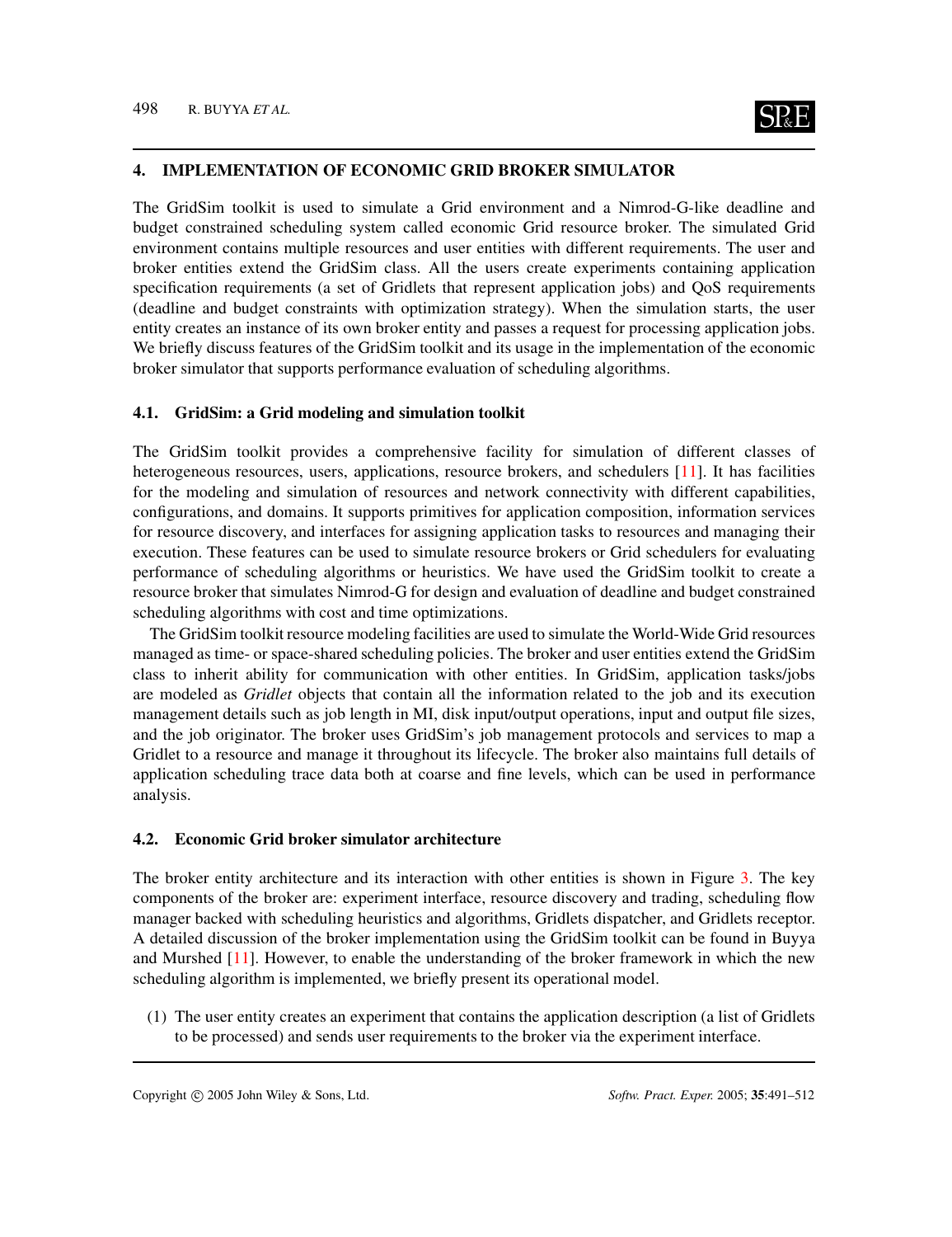## 4. IMPLEMENTATION OF ECONOMIC GRID BROKER SIMULATOR

The GridSim toolkit is used to simulate a Grid environment and a Nimrod-G-like deadline and budget constrained scheduling system called economic Grid resource broker. The simulated Grid environment contains multiple resources and user entities with different requirements. The user and broker entities extend the GridSim class. All the users create experiments containing application specification requirements (a set of Gridlets that represent application jobs) and QoS requirements (deadline and budget constraints with optimization strategy). When the simulation starts, the user entity creates an instance of its own broker entity and passes a request for processing application jobs. We briefly discuss features of the GridSim toolkit and its usage in the implementation of the economic broker simulator that supports performance evaluation of scheduling algorithms.

### 4.1. GridSim: a Grid modeling and simulation toolkit

The GridSim toolkit provides a comprehensive facility for simulation of different classes of heterogeneous resources, users, applications, resource brokers, and schedulers [11]. It has facilities for the modeling and simulation of resources and network connectivity with different capabilities, configurations, and domains. It supports primitives for application composition, information services for resource discovery, and interfaces for assigning application tasks to resources and managing their execution. These features can be used to simulate resource brokers or Grid schedulers for evaluating performance of scheduling algorithms or heuristics. We have used the GridSim toolkit to create a resource broker that simulates Nimrod-G for design and evaluation of deadline and budget constrained scheduling algorithms with cost and time optimizations.

The GridSim toolkit resource modeling facilities are used to simulate the World-Wide Grid resources managed as time- or space-shared scheduling policies. The broker and user entities extend the GridSim class to inherit ability for communication with other entities. In GridSim, application tasks/jobs are modeled as *Gridlet* objects that contain all the information related to the job and its execution management details such as job length in MI, disk input/output operations, input and output file sizes, and the job originator. The broker uses GridSim's job management protocols and services to map a Gridlet to a resource and manage it throughout its lifecycle. The broker also maintains full details of application scheduling trace data both at coarse and fine levels, which can be used in performance analysis.

### 4.2. Economic Grid broker simulator architecture

The broker entity architecture and its interaction with other entities is shown in Figure 3. The key components of the broker are: experiment interface, resource discovery and trading, scheduling flow manager backed with scheduling heuristics and algorithms, Gridlets dispatcher, and Gridlets receptor. A detailed discussion of the broker implementation using the GridSim toolkit can be found in Buyya and Murshed [11]. However, to enable the understanding of the broker framework in which the new scheduling algorithm is implemented, we briefly present its operational model.

(1) The user entity creates an experiment that contains the application description (a list of Gridlets to be processed) and sends user requirements to the broker via the experiment interface.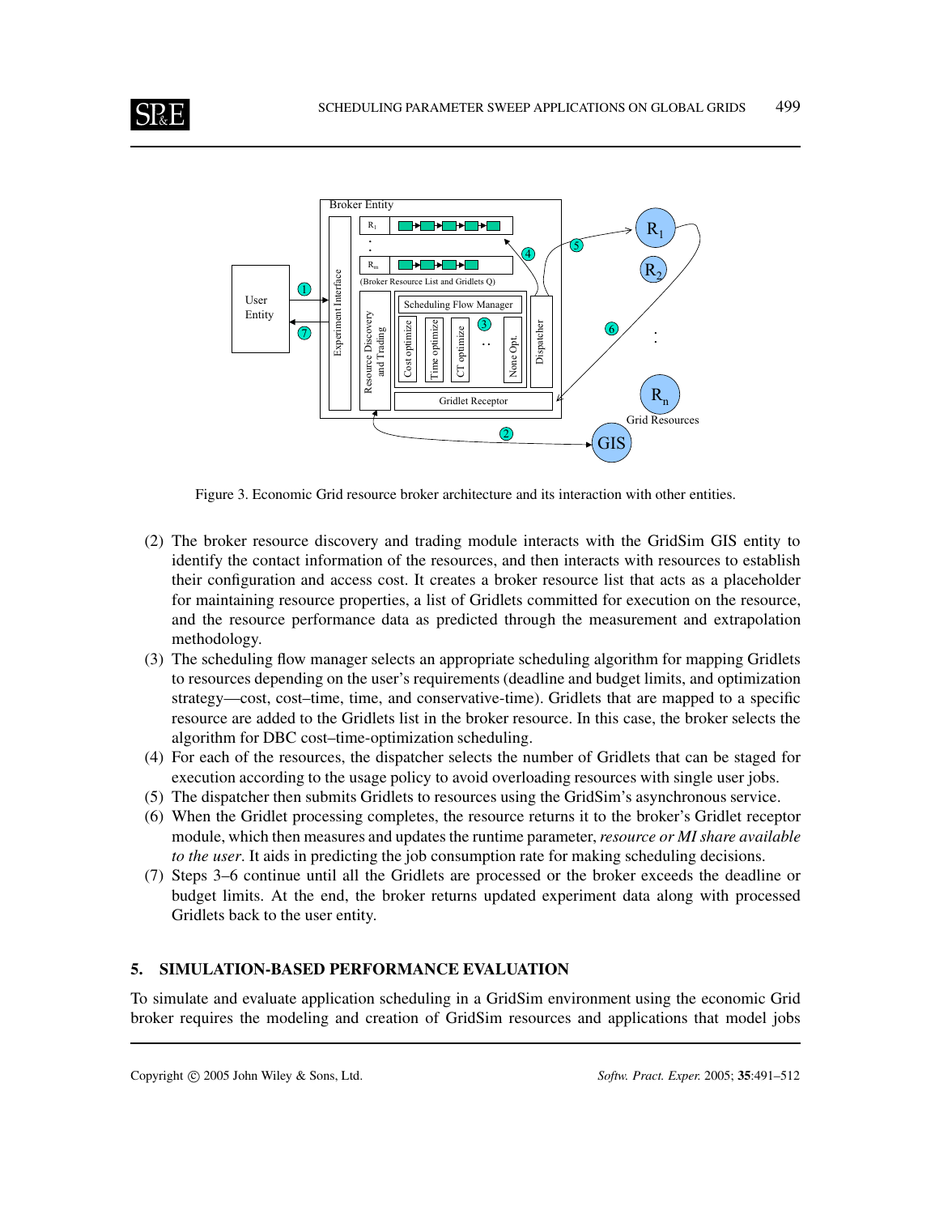Figure 3. Economic Grid resource broker architecture and its interaction with other entities.

(2) The broker resource discovery and trading module interacts with the GridSim GIS entity to identify the contact information of the resources, and then interacts with resources to establish their configuration and access cost. It creates a broker resource list that acts as a placeholder for maintaining resource properties, a list of Gridlets committed for execution on the resource, and the resource performance data as predicted through the measurement and extrapolation methodology.

(3) The scheduling flow manager selects an appropriate scheduling algorithm for mapping Gridlets to resources depending on the user's requirements (deadline and budget limits, and optimization strategy—cost, cost–time, time, and conservative-time). Gridlets that are mapped to a specific resource are added to the Gridlets list in the broker resource. In this case, the broker selects the algorithm for DBC cost–time-optimization scheduling.

(4) For each of the resources, the dispatcher selects the number of Gridlets that can be staged for execution according to the usage policy to avoid overloading resources with single user jobs.

(5) The dispatcher then submits Gridlets to resources using the GridSim's asynchronous service.

(6) When the Gridlet processing completes, the resource returns it to the broker's Gridlet receptor module, which then measures and updates the runtime parameter, *resource or MI share available to the user*. It aids in predicting the job consumption rate for making scheduling decisions.

(7) Steps 3–6 continue until all the Gridlets are processed or the broker exceeds the deadline or budget limits. At the end, the broker returns updated experiment data along with processed Gridlets back to the user entity.

## 5. SIMULATION-BASED PERFORMANCE EVALUATION

To simulate and evaluate application scheduling in a GridSim environment using the economic Grid broker requires the modeling and creation of GridSim resources and applications that model jobs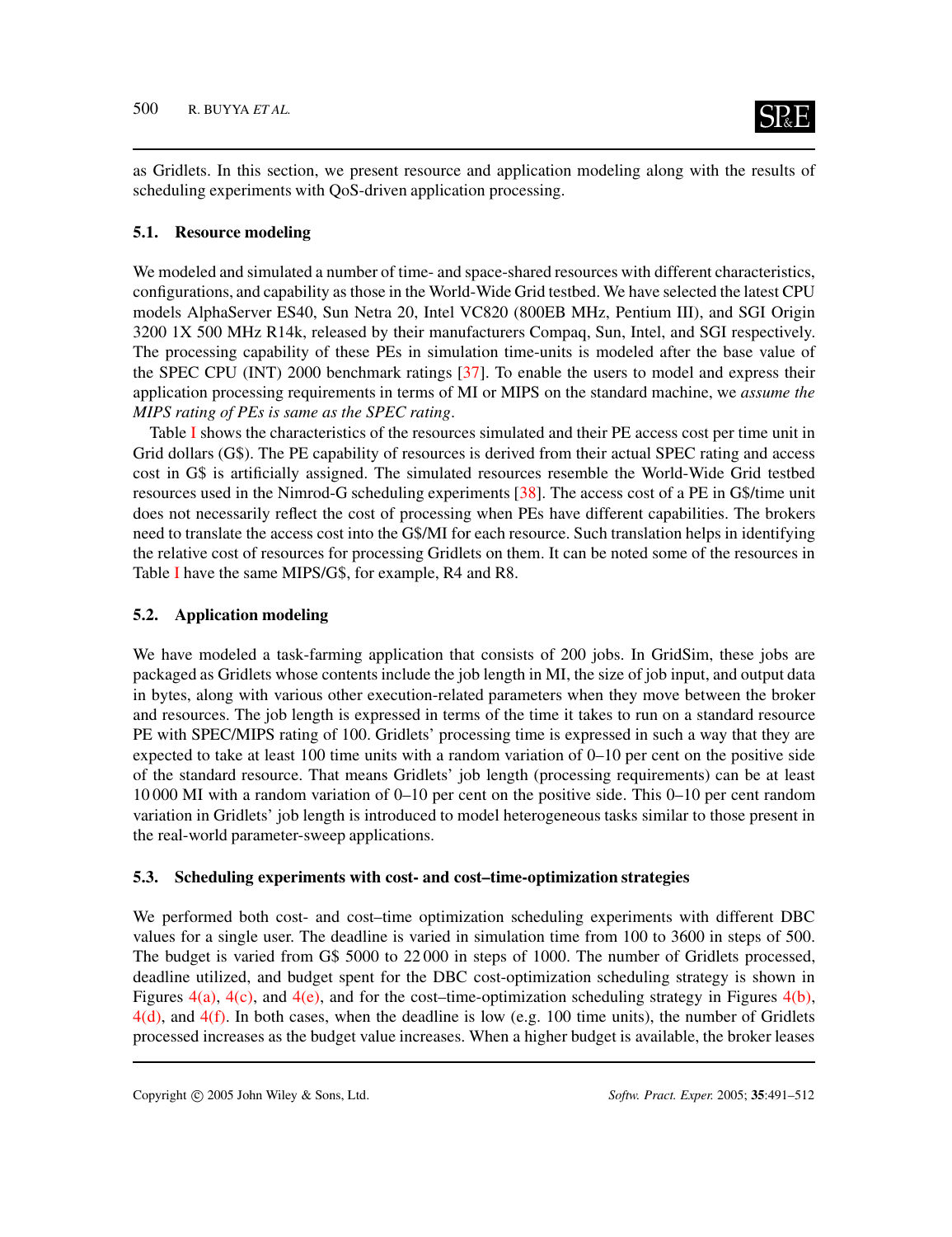as Gridlets. In this section, we present resource and application modeling along with the results of scheduling experiments with QoS-driven application processing.

### 5.1. Resource modeling

We modeled and simulated a number of time- and space-shared resources with different characteristics, configurations, and capability as those in the World-Wide Grid testbed. We have selected the latest CPU models AlphaServer ES40, Sun Netra 20, Intel VC820 (800EB MHz, Pentium III), and SGI Origin 3200 1X 500 MHz R14k, released by their manufacturers Compaq, Sun, Intel, and SGI respectively. The processing capability of these PEs in simulation time-units is modeled after the base value of the SPEC CPU (INT) 2000 benchmark ratings [37]. To enable the users to model and express their application processing requirements in terms of MI or MIPS on the standard machine, we *assume the MIPS rating of PEs is same as the SPEC rating*.

Table I shows the characteristics of the resources simulated and their PE access cost per time unit in Grid dollars (G$). The PE capability of resources is derived from their actual SPEC rating and access cost in G$ is artificially assigned. The simulated resources resemble the World-Wide Grid testbed resources used in the Nimrod-G scheduling experiments [38]. The access cost of a PE in G$/time unit does not necessarily reflect the cost of processing when PEs have different capabilities. The brokers need to translate the access cost into the G$/MI for each resource. Such translation helps in identifying the relative cost of resources for processing Gridlets on them. It can be noted some of the resources in Table I have the same MIPS/G$, for example, R4 and R8.

### 5.2. Application modeling

We have modeled a task-farming application that consists of 200 jobs. In GridSim, these jobs are packaged as Gridlets whose contents include the job length in MI, the size of job input, and output data in bytes, along with various other execution-related parameters when they move between the broker and resources. The job length is expressed in terms of the time it takes to run on a standard resource PE with SPEC/MIPS rating of 100. Gridlets' processing time is expressed in such a way that they are expected to take at least 100 time units with a random variation of 0–10 per cent on the positive side of the standard resource. That means Gridlets' job length (processing requirements) can be at least 10 000 MI with a random variation of 0–10 per cent on the positive side. This 0–10 per cent random variation in Gridlets' job length is introduced to model heterogeneous tasks similar to those present in the real-world parameter-sweep applications.

### 5.3. Scheduling experiments with cost- and cost–time-optimization strategies

We performed both cost- and cost–time optimization scheduling experiments with different DBC values for a single user. The deadline is varied in simulation time from 100 to 3600 in steps of 500. The budget is varied from G$ 5000 to 22 000 in steps of 1000. The number of Gridlets processed, deadline utilized, and budget spent for the DBC cost-optimization scheduling strategy is shown in Figures 4(a), 4(c), and 4(e), and for the cost–time-optimization scheduling strategy in Figures 4(b), 4(d), and 4(f). In both cases, when the deadline is low (e.g. 100 time units), the number of Gridlets processed increases as the budget value increases. When a higher budget is available, the broker leases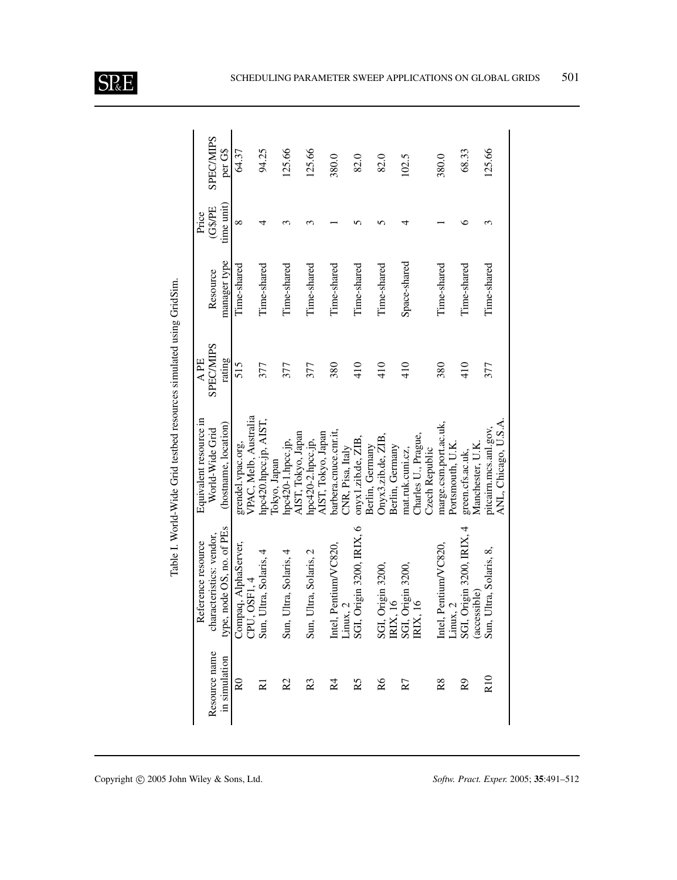Table I. World-Wide Grid testbed resources simulated using GridSim.

| Resource name in simulation | Reference resource characteristics: vendor, type, node OS, no. of PEs | Equivalent resource in World-Wide Grid (hostname, location) | A PE SPEC/MIPS rating | Resource manager type | Price (G$/PE time unit) | SPEC/MIPS per G$ |
|---|---|---|---|---|---|---|
| R0 | Compaq, AlphaServer, CPU, OSF1, 4 | grendel.vpac.org, VPAC, Melb, Australia | 515 | Time-shared | 8 | 64.37 |
| R1 | Sun, Ultra, Solaris, 4 | hpc420.hpcc.jp, AIST, Tokyo, Japan | 377 | Time-shared | 4 | 94.25 |
| R2 | Sun, Ultra, Solaris, 4 | hpc420-1.hpcc.jp, AIST, Tokyo, Japan | 377 | Time-shared | 3 | 125.66 |
| R3 | Sun, Ultra, Solaris, 2 | hpc420-2.hpcc.jp, AIST, Tokyo, Japan | 377 | Time-shared | 3 | 125.66 |
| R4 | Intel, Pentium/VC820, Linux, 2 | barbera.cnuce.cnr.it, CNR, Pisa, Italy | 380 | Time-shared | 1 | 380.0 |
| R5 | SGI, Origin 3200, IRIX, 6 | onyx1.zib.de, ZIB, Berlin, Germany | 410 | Time-shared | 5 | 82.0 |
| R6 | SGI, Origin 3200, IRIX, 16 | Onyx3.zib.de, ZIB, Berlin, Germany | 410 | Time-shared | 5 | 82.0 |
| R7 | SGI, Origin 3200, IRIX, 16 | mat.ruk.cuni.cz, Charles U., Prague, Czech Republic | 410 | Space-shared | 4 | 102.5 |
| R8 | Intel, Pentium/VC820, Linux, 2 | marge.csm.port.ac.uk, Portsmouth, U.K. | 380 | Time-shared | 1 | 380.0 |
| R9 | SGI, Origin 3200, IRIX, 4 (accessible) | green.cfs.ac.uk, Manchester, U.K. | 410 | Time-shared | 6 | 68.33 |
| R10 | Sun, Ultra, Solaris, 8, | pitcairn.mcs.anl.gov, ANL, Chicago, U.S.A. | 377 | Time-shared | 3 | 125.66 |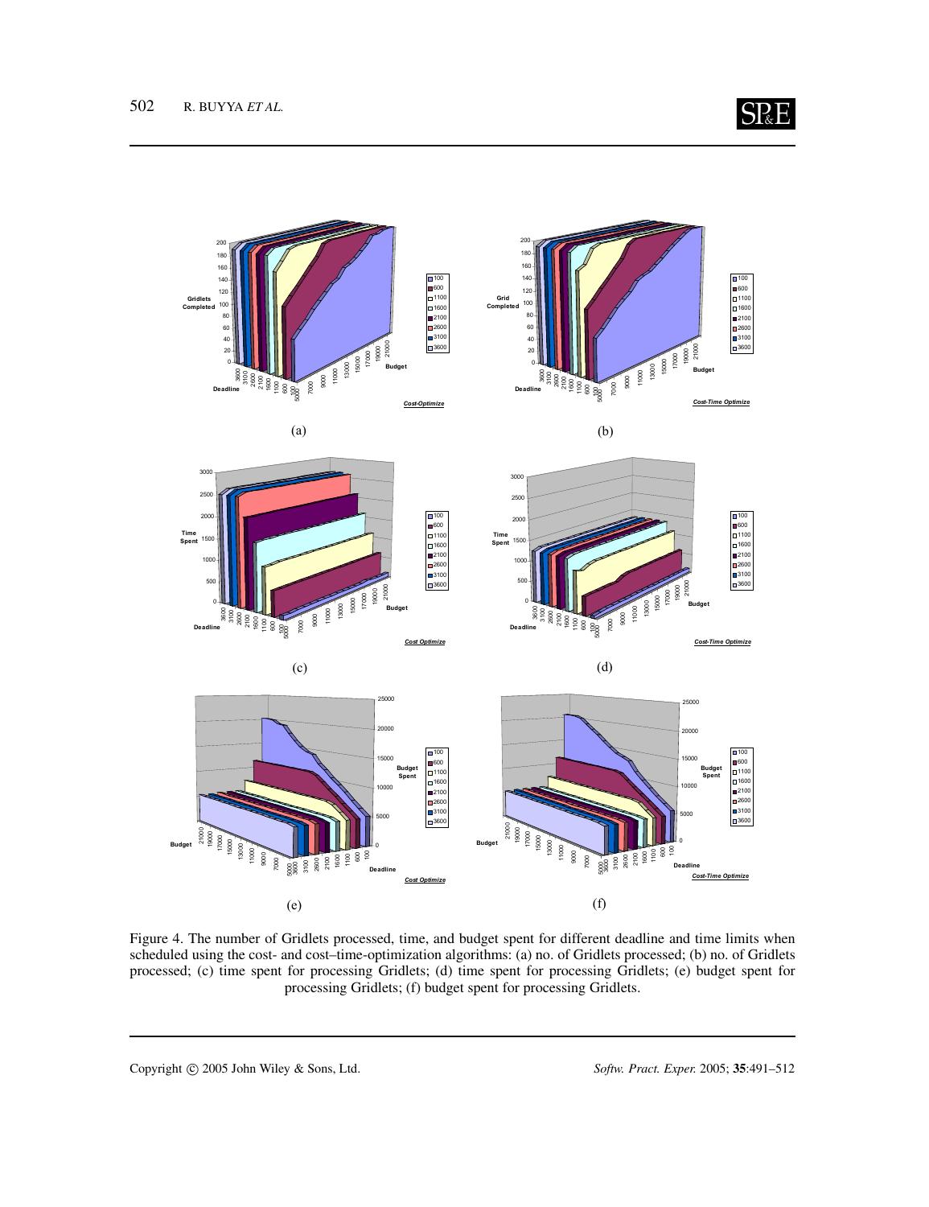Figure 4. The number of Gridlets processed, time, and budget spent for different deadline and time limits when scheduled using the cost- and cost–time-optimization algorithms: (a) no. of Gridlets processed; (b) no. of Gridlets processed; (c) time spent for processing Gridlets; (d) time spent for processing Gridlets; (e) budget spent for processing Gridlets; (f) budget spent for processing Gridlets.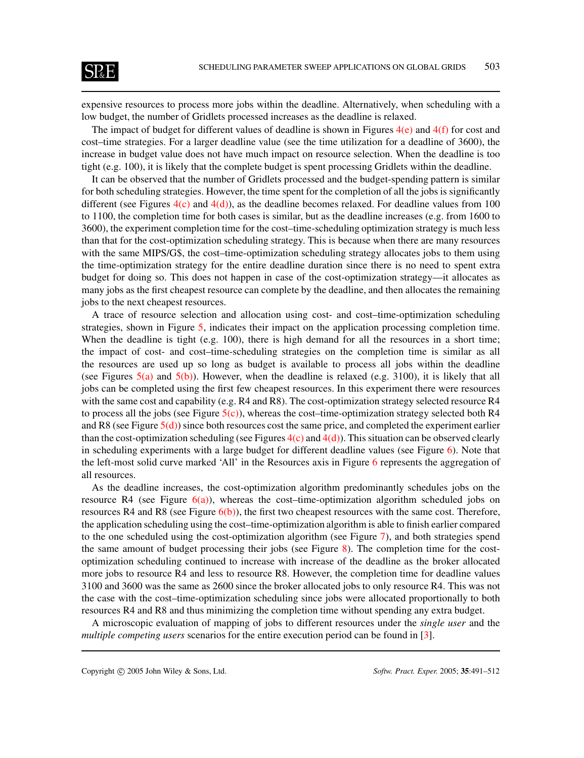expensive resources to process more jobs within the deadline. Alternatively, when scheduling with a low budget, the number of Gridlets processed increases as the deadline is relaxed.

The impact of budget for different values of deadline is shown in Figures 4(e) and 4(f) for cost and cost–time strategies. For a larger deadline value (see the time utilization for a deadline of 3600), the increase in budget value does not have much impact on resource selection. When the deadline is too tight (e.g. 100), it is likely that the complete budget is spent processing Gridlets within the deadline.

It can be observed that the number of Gridlets processed and the budget-spending pattern is similar for both scheduling strategies. However, the time spent for the completion of all the jobs is significantly different (see Figures 4(c) and 4(d)), as the deadline becomes relaxed. For deadline values from 100 to 1100, the completion time for both cases is similar, but as the deadline increases (e.g. from 1600 to 3600), the experiment completion time for the cost–time-scheduling optimization strategy is much less than that for the cost-optimization scheduling strategy. This is because when there are many resources with the same MIPS/G$, the cost–time-optimization scheduling strategy allocates jobs to them using the time-optimization strategy for the entire deadline duration since there is no need to spent extra budget for doing so. This does not happen in case of the cost-optimization strategy—it allocates as many jobs as the first cheapest resource can complete by the deadline, and then allocates the remaining jobs to the next cheapest resources.

A trace of resource selection and allocation using cost- and cost–time-optimization scheduling strategies, shown in Figure 5, indicates their impact on the application processing completion time. When the deadline is tight (e.g. 100), there is high demand for all the resources in a short time; the impact of cost- and cost–time-scheduling strategies on the completion time is similar as all the resources are used up so long as budget is available to process all jobs within the deadline (see Figures 5(a) and 5(b)). However, when the deadline is relaxed (e.g. 3100), it is likely that all jobs can be completed using the first few cheapest resources. In this experiment there were resources with the same cost and capability (e.g. R4 and R8). The cost-optimization strategy selected resource R4 to process all the jobs (see Figure 5(c)), whereas the cost–time-optimization strategy selected both R4 and R8 (see Figure 5(d)) since both resources cost the same price, and completed the experiment earlier than the cost-optimization scheduling (see Figures 4(c) and 4(d)). This situation can be observed clearly in scheduling experiments with a large budget for different deadline values (see Figure 6). Note that the left-most solid curve marked 'All' in the Resources axis in Figure 6 represents the aggregation of all resources.

As the deadline increases, the cost-optimization algorithm predominantly schedules jobs on the resource R4 (see Figure 6(a)), whereas the cost–time-optimization algorithm scheduled jobs on resources R4 and R8 (see Figure 6(b)), the first two cheapest resources with the same cost. Therefore, the application scheduling using the cost–time-optimization algorithm is able to finish earlier compared to the one scheduled using the cost-optimization algorithm (see Figure 7), and both strategies spend the same amount of budget processing their jobs (see Figure 8). The completion time for the cost-optimization scheduling continued to increase with increase of the deadline as the broker allocated more jobs to resource R4 and less to resource R8. However, the completion time for deadline values 3100 and 3600 was the same as 2600 since the broker allocated jobs to only resource R4. This was not the case with the cost–time-optimization scheduling since jobs were allocated proportionally to both resources R4 and R8 and thus minimizing the completion time without spending any extra budget.

A microscopic evaluation of mapping of jobs to different resources under the *single user* and the *multiple competing users* scenarios for the entire execution period can be found in [3].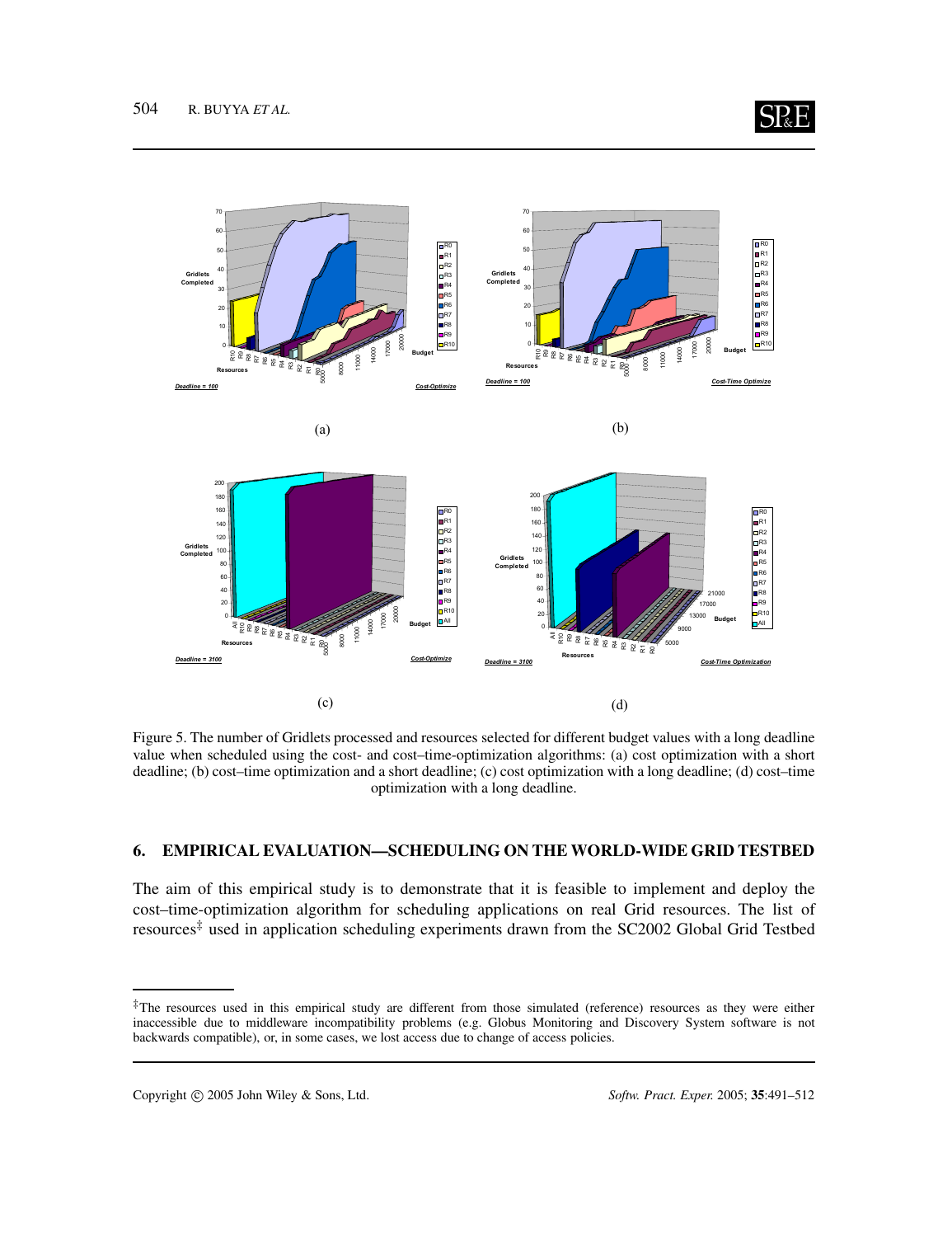Figure 5. The number of Gridlets processed and resources selected for different budget values with a long deadline value when scheduled using the cost- and cost–time-optimization algorithms: (a) cost optimization with a short deadline; (b) cost–time optimization and a short deadline; (c) cost optimization with a long deadline; (d) cost–time optimization with a long deadline.

## 6. EMPIRICAL EVALUATION—SCHEDULING ON THE WORLD-WIDE GRID TESTBED

The aim of this empirical study is to demonstrate that it is feasible to implement and deploy the cost–time-optimization algorithm for scheduling applications on real Grid resources. The list of resources[‡] used in application scheduling experiments drawn from the SC2002 Global Grid Testbed

[‡]The resources used in this empirical study are different from those simulated (reference) resources as they were either inaccessible due to middleware incompatibility problems (e.g. Globus Monitoring and Discovery System software is not backwards compatible), or, in some cases, we lost access due to change of access policies.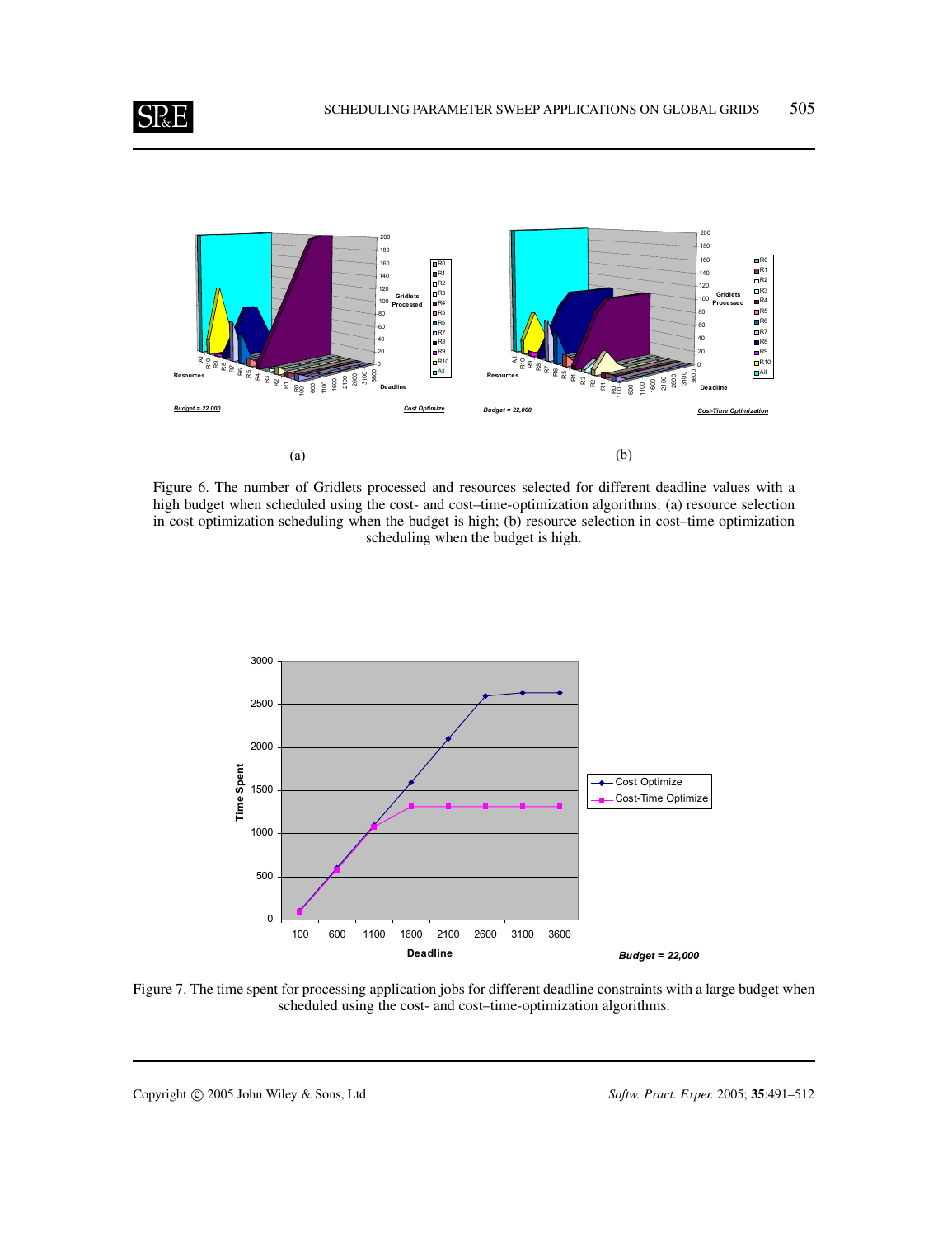Figure 6. The number of Gridlets processed and resources selected for different deadline values with a high budget when scheduled using the cost- and cost–time-optimization algorithms: (a) resource selection in cost optimization scheduling when the budget is high; (b) resource selection in cost–time optimization scheduling when the budget is high.

Figure 7. The time spent for processing application jobs for different deadline constraints with a large budget when scheduled using the cost- and cost–time-optimization algorithms.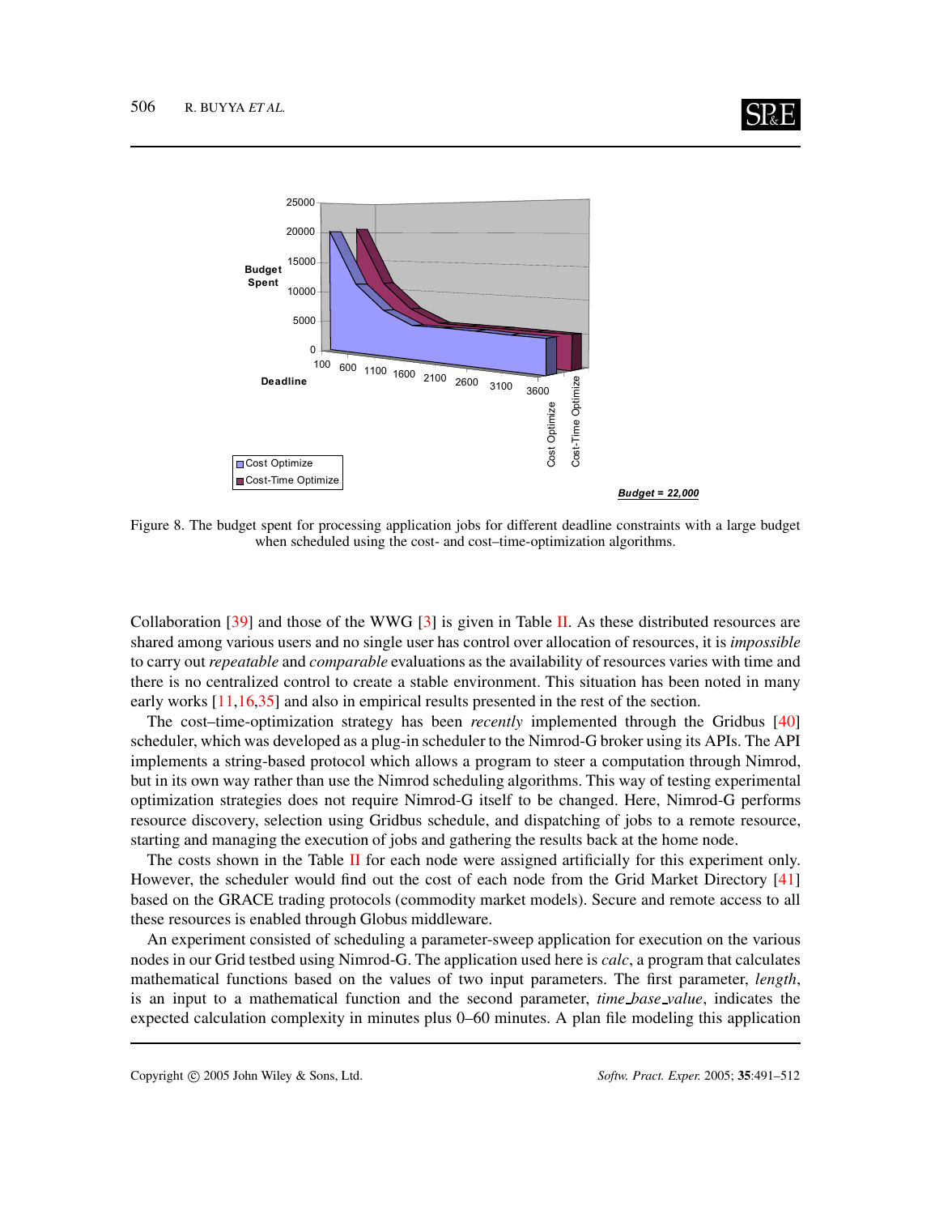Budget Spent

25000

20000

15000

10000

5000

0

100 600 1100 1600 2100 2600 3100 3600

Deadline

Cost Optimize

Cost-Time Optimize

Cost Optimize

Cost-Time Optimize

*Budget = 22,000*

Figure 8. The budget spent for processing application jobs for different deadline constraints with a large budget when scheduled using the cost- and cost–time-optimization algorithms.

Collaboration [39] and those of the WWG [3] is given in Table II. As these distributed resources are shared among various users and no single user has control over allocation of resources, it is *impossible* to carry out *repeatable* and *comparable* evaluations as the availability of resources varies with time and there is no centralized control to create a stable environment. This situation has been noted in many early works [11,16,35] and also in empirical results presented in the rest of the section.

The cost–time-optimization strategy has been *recently* implemented through the Gridbus [40] scheduler, which was developed as a plug-in scheduler to the Nimrod-G broker using its APIs. The API implements a string-based protocol which allows a program to steer a computation through Nimrod, but in its own way rather than use the Nimrod scheduling algorithms. This way of testing experimental optimization strategies does not require Nimrod-G itself to be changed. Here, Nimrod-G performs resource discovery, selection using Gridbus schedule, and dispatching of jobs to a remote resource, starting and managing the execution of jobs and gathering the results back at the home node.

The costs shown in the Table II for each node were assigned artificially for this experiment only. However, the scheduler would find out the cost of each node from the Grid Market Directory [41] based on the GRACE trading protocols (commodity market models). Secure and remote access to all these resources is enabled through Globus middleware.

An experiment consisted of scheduling a parameter-sweep application for execution on the various nodes in our Grid testbed using Nimrod-G. The application used here is *calc*, a program that calculates mathematical functions based on the values of two input parameters. The first parameter, *length*, is an input to a mathematical function and the second parameter, *time_base_value*, indicates the expected calculation complexity in minutes plus 0–60 minutes. A plan file modeling this application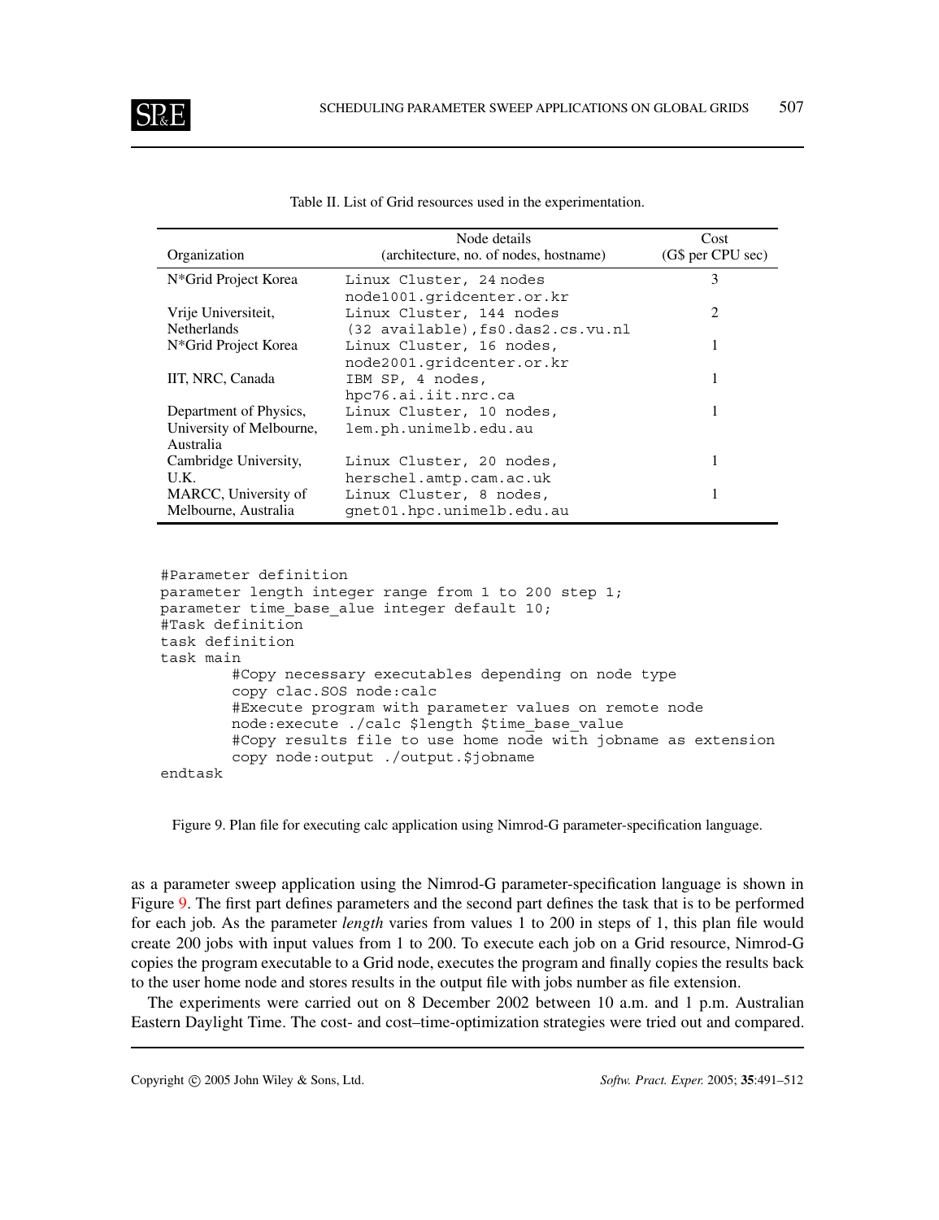Table II. List of Grid resources used in the experimentation.

| Organization | Node details (architecture, no. of nodes, hostname) | Cost (G$ per CPU sec) |
|---|---|---|
| N*Grid Project Korea | Linux Cluster, 24 nodes node1001.gridcenter.or.kr | 3 |
| Vrije Universiteit, Netherlands | Linux Cluster, 144 nodes (32 available),fs0.das2.cs.vu.nl | 2 |
| N*Grid Project Korea | Linux Cluster, 16 nodes, node2001.gridcenter.or.kr | 1 |
| IIT, NRC, Canada | IBM SP, 4 nodes, hpc76.ai.iit.nrc.ca | 1 |
| Department of Physics, University of Melbourne, Australia | Linux Cluster, 10 nodes, lem.ph.unimelb.edu.au | 1 |
| Cambridge University, U.K. | Linux Cluster, 20 nodes, herschel.amtp.cam.ac.uk | 1 |
| MARCC, University of Melbourne, Australia | Linux Cluster, 8 nodes, gnet01.hpc.unimelb.edu.au | 1 |

```
#Parameter definition
parameter length integer range from 1 to 200 step 1;
parameter time_base_alue integer default 10;
#Task definition
task definition
task main
        #Copy necessary executables depending on node type
        copy clac.SOS node:calc
        #Execute program with parameter values on remote node
        node:execute ./calc $length $time_base_value
        #Copy results file to use home node with jobname as extension
        copy node:output ./output.$jobname
endtask
```

Figure 9. Plan file for executing calc application using Nimrod-G parameter-specification language.

as a parameter sweep application using the Nimrod-G parameter-specification language is shown in Figure 9. The first part defines parameters and the second part defines the task that is to be performed for each job. As the parameter *length* varies from values 1 to 200 in steps of 1, this plan file would create 200 jobs with input values from 1 to 200. To execute each job on a Grid resource, Nimrod-G copies the program executable to a Grid node, executes the program and finally copies the results back to the user home node and stores results in the output file with jobs number as file extension.

The experiments were carried out on 8 December 2002 between 10 a.m. and 1 p.m. Australian Eastern Daylight Time. The cost- and cost–time-optimization strategies were tried out and compared.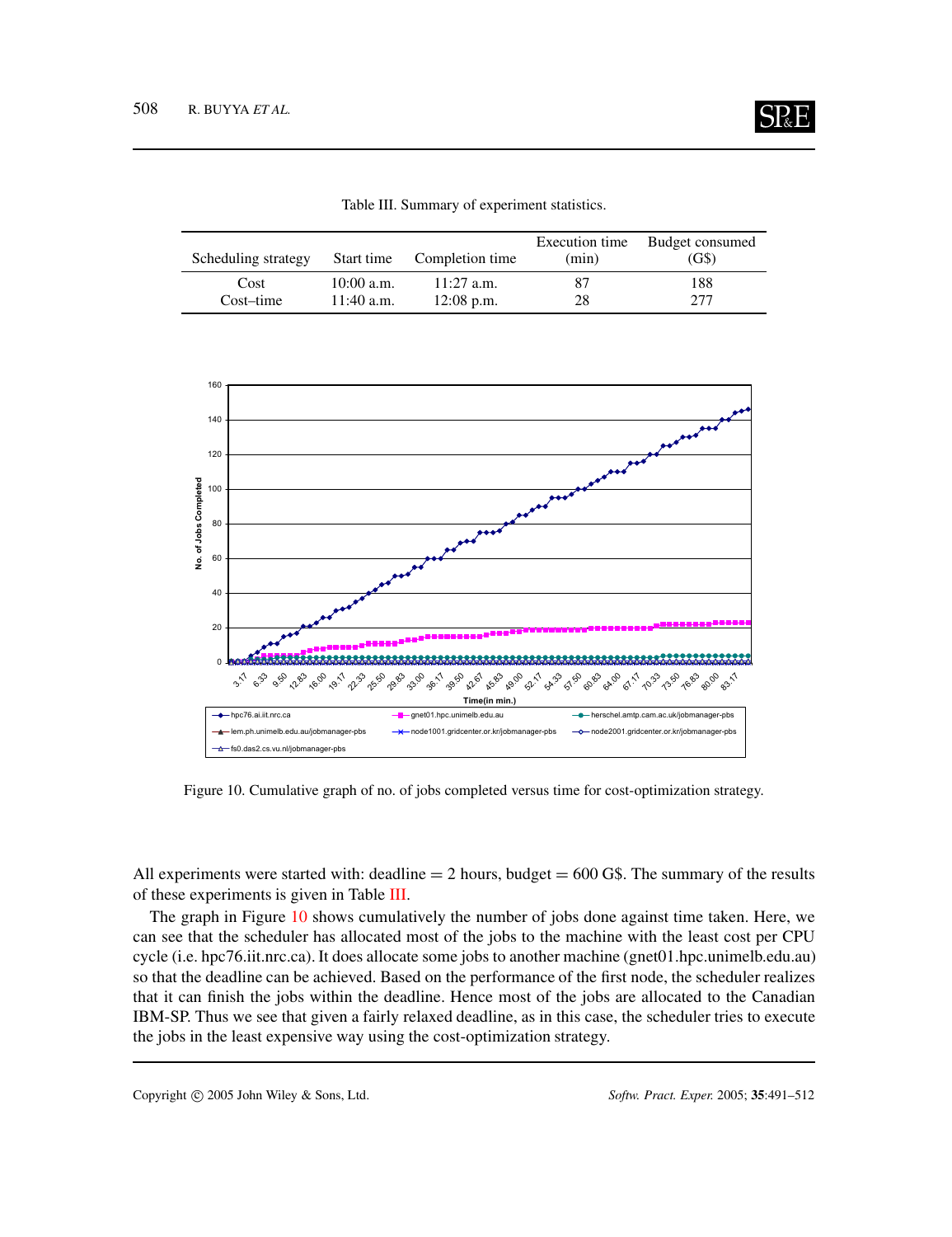Table III. Summary of experiment statistics.

| Scheduling strategy | Start time | Completion time | Execution time (min) | Budget consumed (G$) |
|---|---|---|---|---|
| Cost | 10:00 a.m. | 11:27 a.m. | 87 | 188 |
| Cost–time | 11:40 a.m. | 12:08 p.m. | 28 | 277 |

Figure 10. Cumulative graph of no. of jobs completed versus time for cost-optimization strategy.

All experiments were started with: deadline = 2 hours, budget = 600 G$. The summary of the results of these experiments is given in Table III.

The graph in Figure 10 shows cumulatively the number of jobs done against time taken. Here, we can see that the scheduler has allocated most of the jobs to the machine with the least cost per CPU cycle (i.e. hpc76.iit.nrc.ca). It does allocate some jobs to another machine (gnet01.hpc.unimelb.edu.au) so that the deadline can be achieved. Based on the performance of the first node, the scheduler realizes that it can finish the jobs within the deadline. Hence most of the jobs are allocated to the Canadian IBM-SP. Thus we see that given a fairly relaxed deadline, as in this case, the scheduler tries to execute the jobs in the least expensive way using the cost-optimization strategy.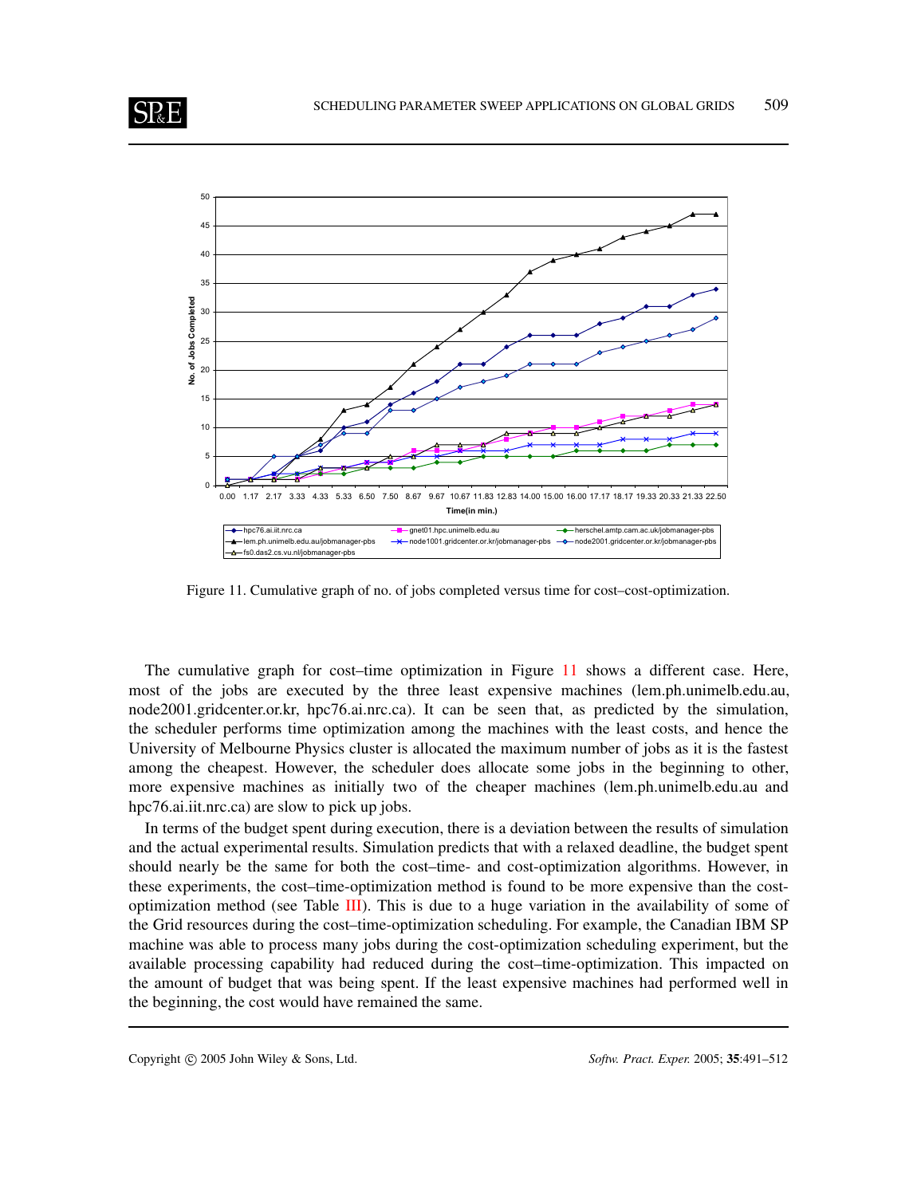Figure 11. Cumulative graph of no. of jobs completed versus time for cost–cost-optimization.

The cumulative graph for cost–time optimization in Figure 11 shows a different case. Here, most of the jobs are executed by the three least expensive machines (lem.ph.unimelb.edu.au, node2001.gridcenter.or.kr, hpc76.ai.nrc.ca). It can be seen that, as predicted by the simulation, the scheduler performs time optimization among the machines with the least costs, and hence the University of Melbourne Physics cluster is allocated the maximum number of jobs as it is the fastest among the cheapest. However, the scheduler does allocate some jobs in the beginning to other, more expensive machines as initially two of the cheaper machines (lem.ph.unimelb.edu.au and hpc76.ai.iit.nrc.ca) are slow to pick up jobs.

In terms of the budget spent during execution, there is a deviation between the results of simulation and the actual experimental results. Simulation predicts that with a relaxed deadline, the budget spent should nearly be the same for both the cost–time- and cost-optimization algorithms. However, in these experiments, the cost–time-optimization method is found to be more expensive than the cost-optimization method (see Table III). This is due to a huge variation in the availability of some of the Grid resources during the cost–time-optimization scheduling. For example, the Canadian IBM SP machine was able to process many jobs during the cost-optimization scheduling experiment, but the available processing capability had reduced during the cost–time-optimization. This impacted on the amount of budget that was being spent. If the least expensive machines had performed well in the beginning, the cost would have remained the same.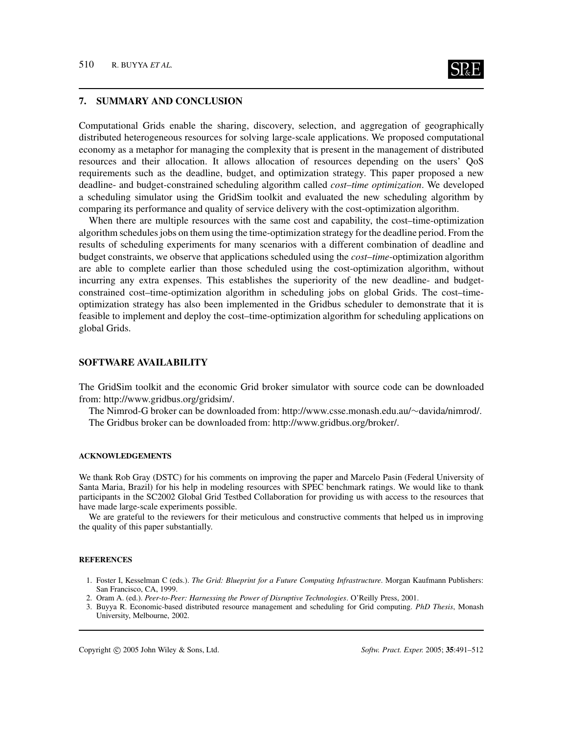## 7. SUMMARY AND CONCLUSION

Computational Grids enable the sharing, discovery, selection, and aggregation of geographically distributed heterogeneous resources for solving large-scale applications. We proposed computational economy as a metaphor for managing the complexity that is present in the management of distributed resources and their allocation. It allows allocation of resources depending on the users' QoS requirements such as the deadline, budget, and optimization strategy. This paper proposed a new deadline- and budget-constrained scheduling algorithm called *cost–time optimization*. We developed a scheduling simulator using the GridSim toolkit and evaluated the new scheduling algorithm by comparing its performance and quality of service delivery with the cost-optimization algorithm.

When there are multiple resources with the same cost and capability, the cost–time-optimization algorithm schedules jobs on them using the time-optimization strategy for the deadline period. From the results of scheduling experiments for many scenarios with a different combination of deadline and budget constraints, we observe that applications scheduled using the *cost–time*-optimization algorithm are able to complete earlier than those scheduled using the cost-optimization algorithm, without incurring any extra expenses. This establishes the superiority of the new deadline- and budget-constrained cost–time-optimization algorithm in scheduling jobs on global Grids. The cost–time-optimization strategy has also been implemented in the Gridbus scheduler to demonstrate that it is feasible to implement and deploy the cost–time-optimization algorithm for scheduling applications on global Grids.

## SOFTWARE AVAILABILITY

The GridSim toolkit and the economic Grid broker simulator with source code can be downloaded from: http://www.gridbus.org/gridsim/.

The Nimrod-G broker can be downloaded from: http://www.csse.monash.edu.au/∼davida/nimrod/.

The Gridbus broker can be downloaded from: http://www.gridbus.org/broker/.

### ACKNOWLEDGEMENTS

We thank Rob Gray (DSTC) for his comments on improving the paper and Marcelo Pasin (Federal University of Santa Maria, Brazil) for his help in modeling resources with SPEC benchmark ratings. We would like to thank participants in the SC2002 Global Grid Testbed Collaboration for providing us with access to the resources that have made large-scale experiments possible.

We are grateful to the reviewers for their meticulous and constructive comments that helped us in improving the quality of this paper substantially.

### REFERENCES

1. Foster I, Kesselman C (eds.). *The Grid: Blueprint for a Future Computing Infrastructure*. Morgan Kaufmann Publishers: San Francisco, CA, 1999.
2. Oram A. (ed.). *Peer-to-Peer: Harnessing the Power of Disruptive Technologies*. O'Reilly Press, 2001.
3. Buyya R. Economic-based distributed resource management and scheduling for Grid computing. *PhD Thesis*, Monash University, Melbourne, 2002.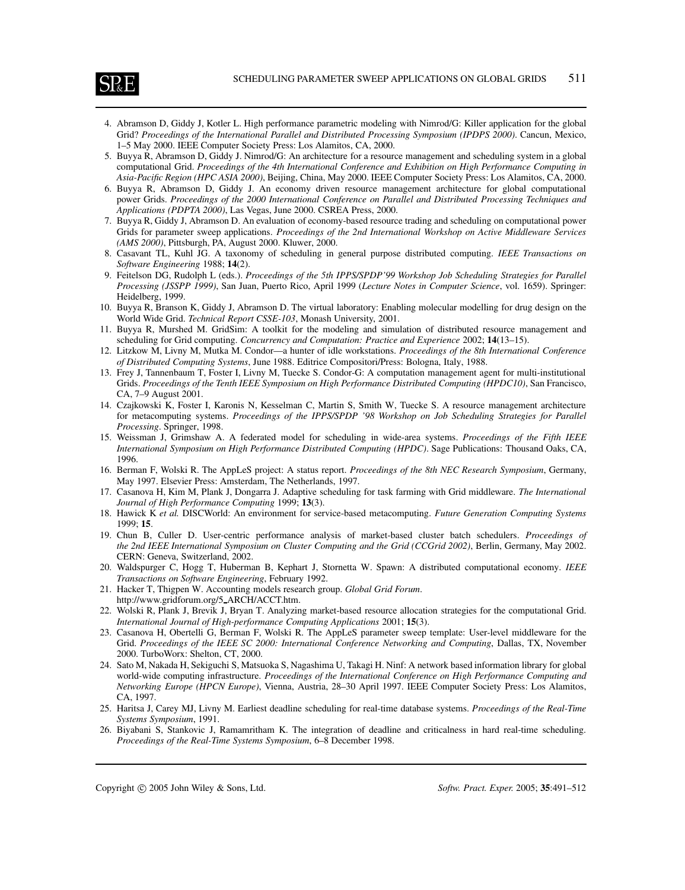4. Abramson D, Giddy J, Kotler L. High performance parametric modeling with Nimrod/G: Killer application for the global Grid? *Proceedings of the International Parallel and Distributed Processing Symposium (IPDPS 2000)*. Cancun, Mexico, 1–5 May 2000. IEEE Computer Society Press: Los Alamitos, CA, 2000.
5. Buyya R, Abramson D, Giddy J. Nimrod/G: An architecture for a resource management and scheduling system in a global computational Grid. *Proceedings of the 4th International Conference and Exhibition on High Performance Computing in Asia-Pacific Region (HPC ASIA 2000)*, Beijing, China, May 2000. IEEE Computer Society Press: Los Alamitos, CA, 2000.
6. Buyya R, Abramson D, Giddy J. An economy driven resource management architecture for global computational power Grids. *Proceedings of the 2000 International Conference on Parallel and Distributed Processing Techniques and Applications (PDPTA 2000)*, Las Vegas, June 2000. CSREA Press, 2000.
7. Buyya R, Giddy J, Abramson D. An evaluation of economy-based resource trading and scheduling on computational power Grids for parameter sweep applications. *Proceedings of the 2nd International Workshop on Active Middleware Services (AMS 2000)*, Pittsburgh, PA, August 2000. Kluwer, 2000.
8. Casavant TL, Kuhl JG. A taxonomy of scheduling in general purpose distributed computing. *IEEE Transactions on Software Engineering* 1988; **14**(2).
9. Feitelson DG, Rudolph L (eds.). *Proceedings of the 5th IPPS/SPDP'99 Workshop Job Scheduling Strategies for Parallel Processing (JSSPP 1999)*, San Juan, Puerto Rico, April 1999 (*Lecture Notes in Computer Science*, vol. 1659). Springer: Heidelberg, 1999.
10. Buyya R, Branson K, Giddy J, Abramson D. The virtual laboratory: Enabling molecular modelling for drug design on the World Wide Grid. *Technical Report CSSE-103*, Monash University, 2001.
11. Buyya R, Murshed M. GridSim: A toolkit for the modeling and simulation of distributed resource management and scheduling for Grid computing. *Concurrency and Computation: Practice and Experience* 2002; **14**(13–15).
12. Litzkow M, Livny M, Mutka M. Condor—a hunter of idle workstations. *Proceedings of the 8th International Conference of Distributed Computing Systems*, June 1988. Editrice Compositori/Press: Bologna, Italy, 1988.
13. Frey J, Tannenbaum T, Foster I, Livny M, Tuecke S. Condor-G: A computation management agent for multi-institutional Grids. *Proceedings of the Tenth IEEE Symposium on High Performance Distributed Computing (HPDC10)*, San Francisco, CA, 7–9 August 2001.
14. Czajkowski K, Foster I, Karonis N, Kesselman C, Martin S, Smith W, Tuecke S. A resource management architecture for metacomputing systems. *Proceedings of the IPPS/SPDP '98 Workshop on Job Scheduling Strategies for Parallel Processing*. Springer, 1998.
15. Weissman J, Grimshaw A. A federated model for scheduling in wide-area systems. *Proceedings of the Fifth IEEE International Symposium on High Performance Distributed Computing (HPDC)*. Sage Publications: Thousand Oaks, CA, 1996.
16. Berman F, Wolski R. The AppLeS project: A status report. *Proceedings of the 8th NEC Research Symposium*, Germany, May 1997. Elsevier Press: Amsterdam, The Netherlands, 1997.
17. Casanova H, Kim M, Plank J, Dongarra J. Adaptive scheduling for task farming with Grid middleware. *The International Journal of High Performance Computing* 1999; **13**(3).
18. Hawick K *et al.* DISCWorld: An environment for service-based metacomputing. *Future Generation Computing Systems* 1999; **15**.
19. Chun B, Culler D. User-centric performance analysis of market-based cluster batch schedulers. *Proceedings of the 2nd IEEE International Symposium on Cluster Computing and the Grid (CCGrid 2002)*, Berlin, Germany, May 2002. CERN: Geneva, Switzerland, 2002.
20. Waldspurger C, Hogg T, Huberman B, Kephart J, Stornetta W. Spawn: A distributed computational economy. *IEEE Transactions on Software Engineering*, February 1992.
21. Hacker T, Thigpen W. Accounting models research group. *Global Grid Forum*. http://www.gridforum.org/5_ARCH/ACCT.htm.
22. Wolski R, Plank J, Brevik J, Bryan T. Analyzing market-based resource allocation strategies for the computational Grid. *International Journal of High-performance Computing Applications* 2001; **15**(3).
23. Casanova H, Obertelli G, Berman F, Wolski R. The AppLeS parameter sweep template: User-level middleware for the Grid. *Proceedings of the IEEE SC 2000: International Conference Networking and Computing*, Dallas, TX, November 2000. TurboWorx: Shelton, CT, 2000.
24. Sato M, Nakada H, Sekiguchi S, Matsuoka S, Nagashima U, Takagi H. Ninf: A network based information library for global world-wide computing infrastructure. *Proceedings of the International Conference on High Performance Computing and Networking Europe (HPCN Europe)*, Vienna, Austria, 28–30 April 1997. IEEE Computer Society Press: Los Alamitos, CA, 1997.
25. Haritsa J, Carey MJ, Livny M. Earliest deadline scheduling for real-time database systems. *Proceedings of the Real-Time Systems Symposium*, 1991.
26. Biyabani S, Stankovic J, Ramamritham K. The integration of deadline and criticalness in hard real-time scheduling. *Proceedings of the Real-Time Systems Symposium*, 6–8 December 1998.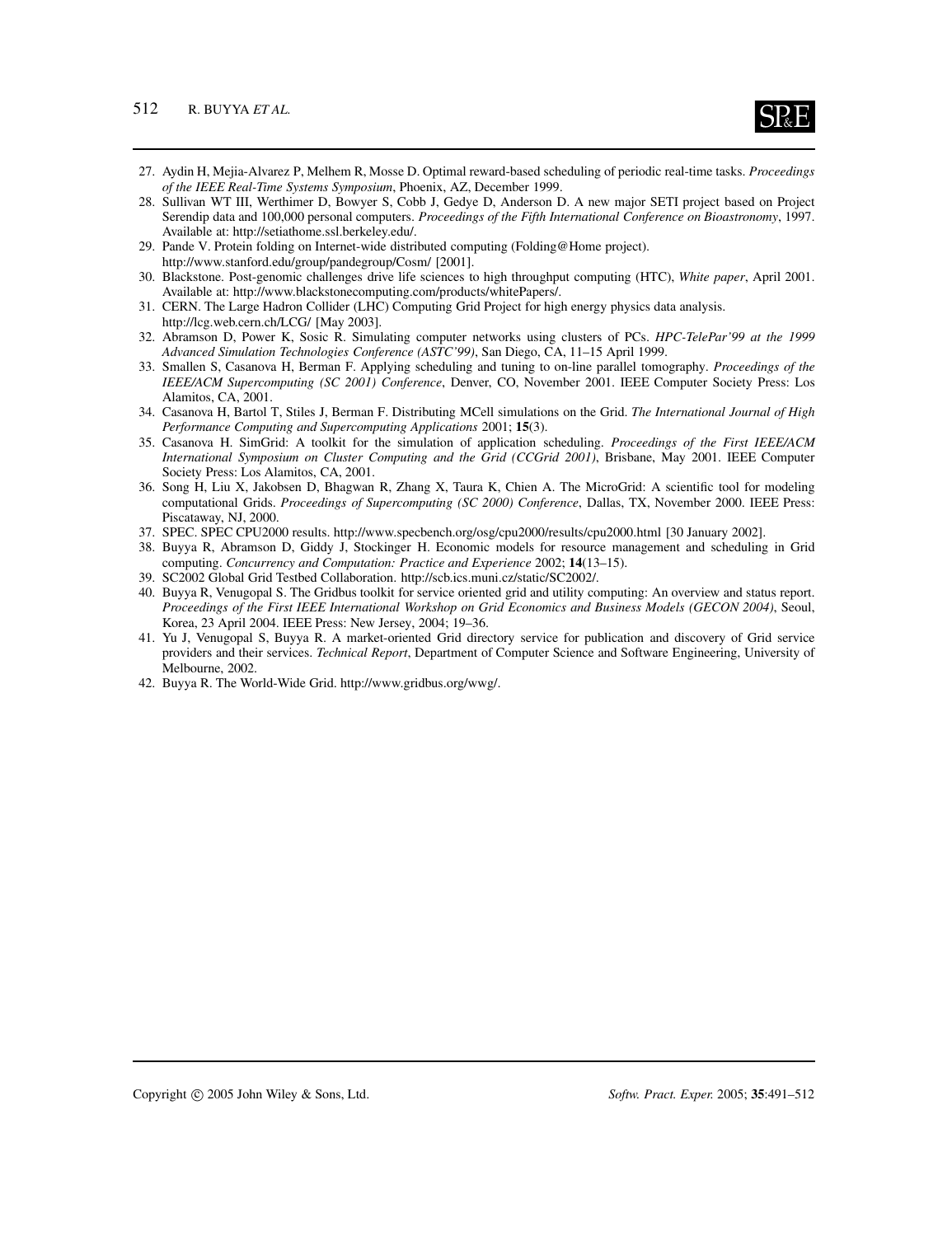27. Aydin H, Mejia-Alvarez P, Melhem R, Mosse D. Optimal reward-based scheduling of periodic real-time tasks. *Proceedings of the IEEE Real-Time Systems Symposium*, Phoenix, AZ, December 1999.
28. Sullivan WT III, Werthimer D, Bowyer S, Cobb J, Gedye D, Anderson D. A new major SETI project based on Project Serendip data and 100,000 personal computers. *Proceedings of the Fifth International Conference on Bioastronomy*, 1997. Available at: http://setiathome.ssl.berkeley.edu/.
29. Pande V. Protein folding on Internet-wide distributed computing (Folding@Home project). http://www.stanford.edu/group/pandegroup/Cosm/ [2001].
30. Blackstone. Post-genomic challenges drive life sciences to high throughput computing (HTC), *White paper*, April 2001. Available at: http://www.blackstonecomputing.com/products/whitePapers/.
31. CERN. The Large Hadron Collider (LHC) Computing Grid Project for high energy physics data analysis. http://lcg.web.cern.ch/LCG/ [May 2003].
32. Abramson D, Power K, Sosic R. Simulating computer networks using clusters of PCs. *HPC-TelePar'99 at the 1999 Advanced Simulation Technologies Conference (ASTC'99)*, San Diego, CA, 11–15 April 1999.
33. Smallen S, Casanova H, Berman F. Applying scheduling and tuning to on-line parallel tomography. *Proceedings of the IEEE/ACM Supercomputing (SC 2001) Conference*, Denver, CO, November 2001. IEEE Computer Society Press: Los Alamitos, CA, 2001.
34. Casanova H, Bartol T, Stiles J, Berman F. Distributing MCell simulations on the Grid. *The International Journal of High Performance Computing and Supercomputing Applications* 2001; **15**(3).
35. Casanova H. SimGrid: A toolkit for the simulation of application scheduling. *Proceedings of the First IEEE/ACM International Symposium on Cluster Computing and the Grid (CCGrid 2001)*, Brisbane, May 2001. IEEE Computer Society Press: Los Alamitos, CA, 2001.
36. Song H, Liu X, Jakobsen D, Bhagwan R, Zhang X, Taura K, Chien A. The MicroGrid: A scientific tool for modeling computational Grids. *Proceedings of Supercomputing (SC 2000) Conference*, Dallas, TX, November 2000. IEEE Press: Piscataway, NJ, 2000.
37. SPEC. SPEC CPU2000 results. http://www.specbench.org/osg/cpu2000/results/cpu2000.html [30 January 2002].
38. Buyya R, Abramson D, Giddy J, Stockinger H. Economic models for resource management and scheduling in Grid computing. *Concurrency and Computation: Practice and Experience* 2002; **14**(13–15).
39. SC2002 Global Grid Testbed Collaboration. http://scb.ics.muni.cz/static/SC2002/.
40. Buyya R, Venugopal S. The Gridbus toolkit for service oriented grid and utility computing: An overview and status report. *Proceedings of the First IEEE International Workshop on Grid Economics and Business Models (GECON 2004)*, Seoul, Korea, 23 April 2004. IEEE Press: New Jersey, 2004; 19–36.
41. Yu J, Venugopal S, Buyya R. A market-oriented Grid directory service for publication and discovery of Grid service providers and their services. *Technical Report*, Department of Computer Science and Software Engineering, University of Melbourne, 2002.
42. Buyya R. The World-Wide Grid. http://www.gridbus.org/wwg/.